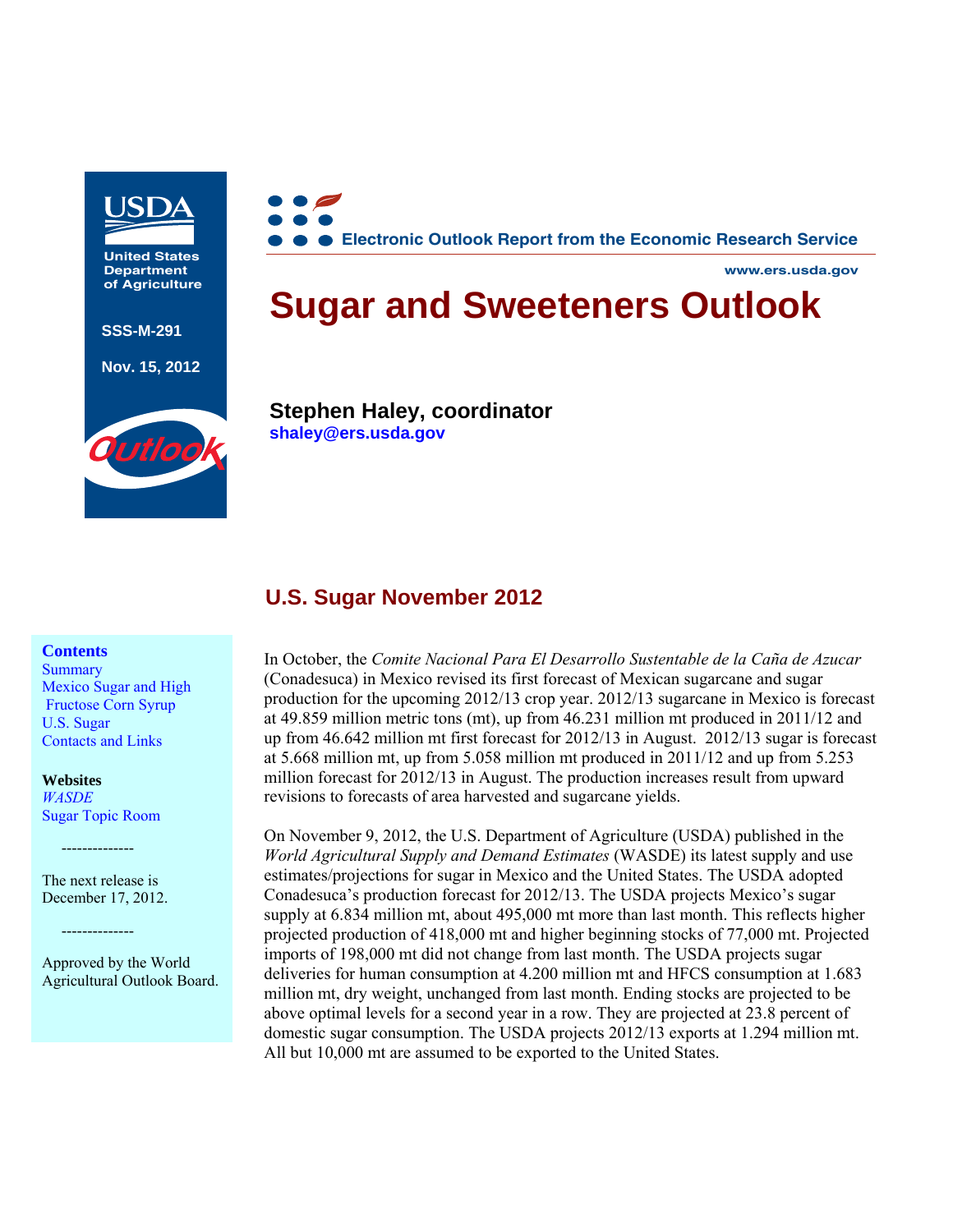United States Department of Agriculture

SSS-M-291

Nov. 15, 2012

Electronic Outlook Report from the Economic Research Service

www.ers.usda.gov

# Sugar and Sweeteners Outlook

**Stephen Haley, coordinator**
**shaley@ers.usda.gov**

**Contents**
Summary
Mexico Sugar and High Fructose Corn Syrup
U.S. Sugar
Contacts and Links

**Websites**
*WASDE*
Sugar Topic Room

--------------

The next release is December 17, 2012.

--------------

Approved by the World Agricultural Outlook Board.

## U.S. Sugar November 2012

In October, the *Comite Nacional Para El Desarrollo Sustentable de la Caña de Azucar* (Conadesuca) in Mexico revised its first forecast of Mexican sugarcane and sugar production for the upcoming 2012/13 crop year. 2012/13 sugarcane in Mexico is forecast at 49.859 million metric tons (mt), up from 46.231 million mt produced in 2011/12 and up from 46.642 million mt first forecast for 2012/13 in August. 2012/13 sugar is forecast at 5.668 million mt, up from 5.058 million mt produced in 2011/12 and up from 5.253 million forecast for 2012/13 in August. The production increases result from upward revisions to forecasts of area harvested and sugarcane yields.

On November 9, 2012, the U.S. Department of Agriculture (USDA) published in the *World Agricultural Supply and Demand Estimates* (WASDE) its latest supply and use estimates/projections for sugar in Mexico and the United States. The USDA adopted Conadesuca's production forecast for 2012/13. The USDA projects Mexico's sugar supply at 6.834 million mt, about 495,000 mt more than last month. This reflects higher projected production of 418,000 mt and higher beginning stocks of 77,000 mt. Projected imports of 198,000 mt did not change from last month. The USDA projects sugar deliveries for human consumption at 4.200 million mt and HFCS consumption at 1.683 million mt, dry weight, unchanged from last month. Ending stocks are projected to be above optimal levels for a second year in a row. They are projected at 23.8 percent of domestic sugar consumption. The USDA projects 2012/13 exports at 1.294 million mt. All but 10,000 mt are assumed to be exported to the United States.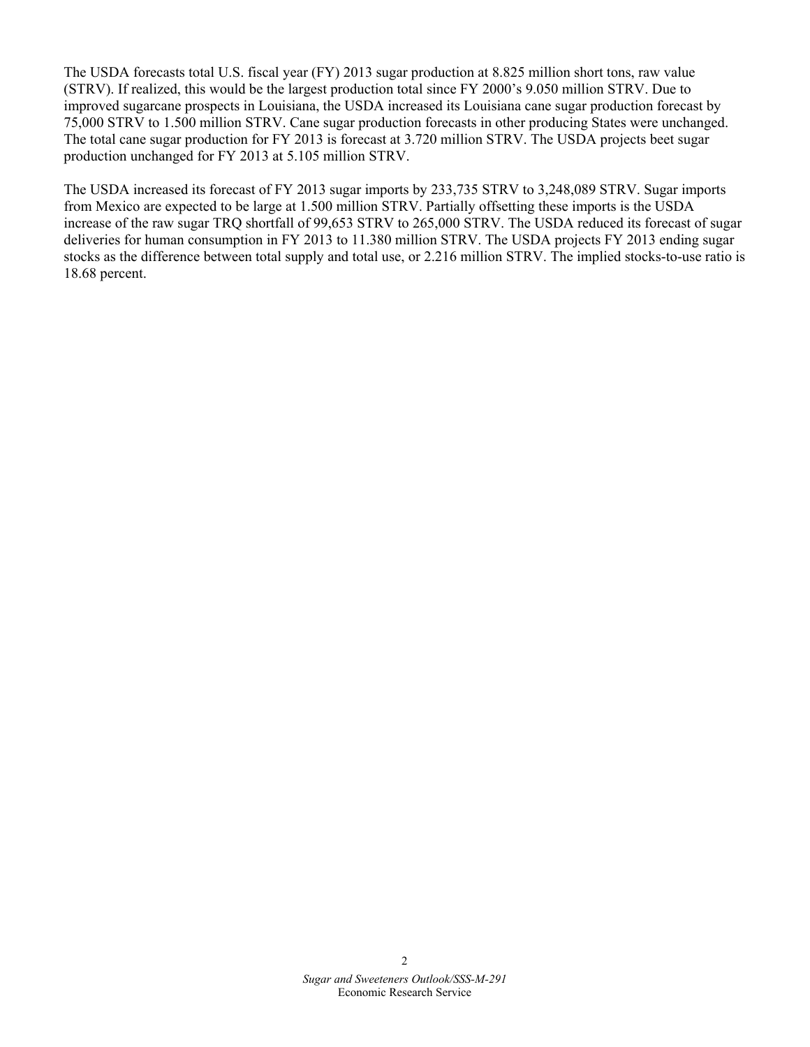The USDA forecasts total U.S. fiscal year (FY) 2013 sugar production at 8.825 million short tons, raw value (STRV). If realized, this would be the largest production total since FY 2000's 9.050 million STRV. Due to improved sugarcane prospects in Louisiana, the USDA increased its Louisiana cane sugar production forecast by 75,000 STRV to 1.500 million STRV. Cane sugar production forecasts in other producing States were unchanged. The total cane sugar production for FY 2013 is forecast at 3.720 million STRV. The USDA projects beet sugar production unchanged for FY 2013 at 5.105 million STRV.

The USDA increased its forecast of FY 2013 sugar imports by 233,735 STRV to 3,248,089 STRV. Sugar imports from Mexico are expected to be large at 1.500 million STRV. Partially offsetting these imports is the USDA increase of the raw sugar TRQ shortfall of 99,653 STRV to 265,000 STRV. The USDA reduced its forecast of sugar deliveries for human consumption in FY 2013 to 11.380 million STRV. The USDA projects FY 2013 ending sugar stocks as the difference between total supply and total use, or 2.216 million STRV. The implied stocks-to-use ratio is 18.68 percent.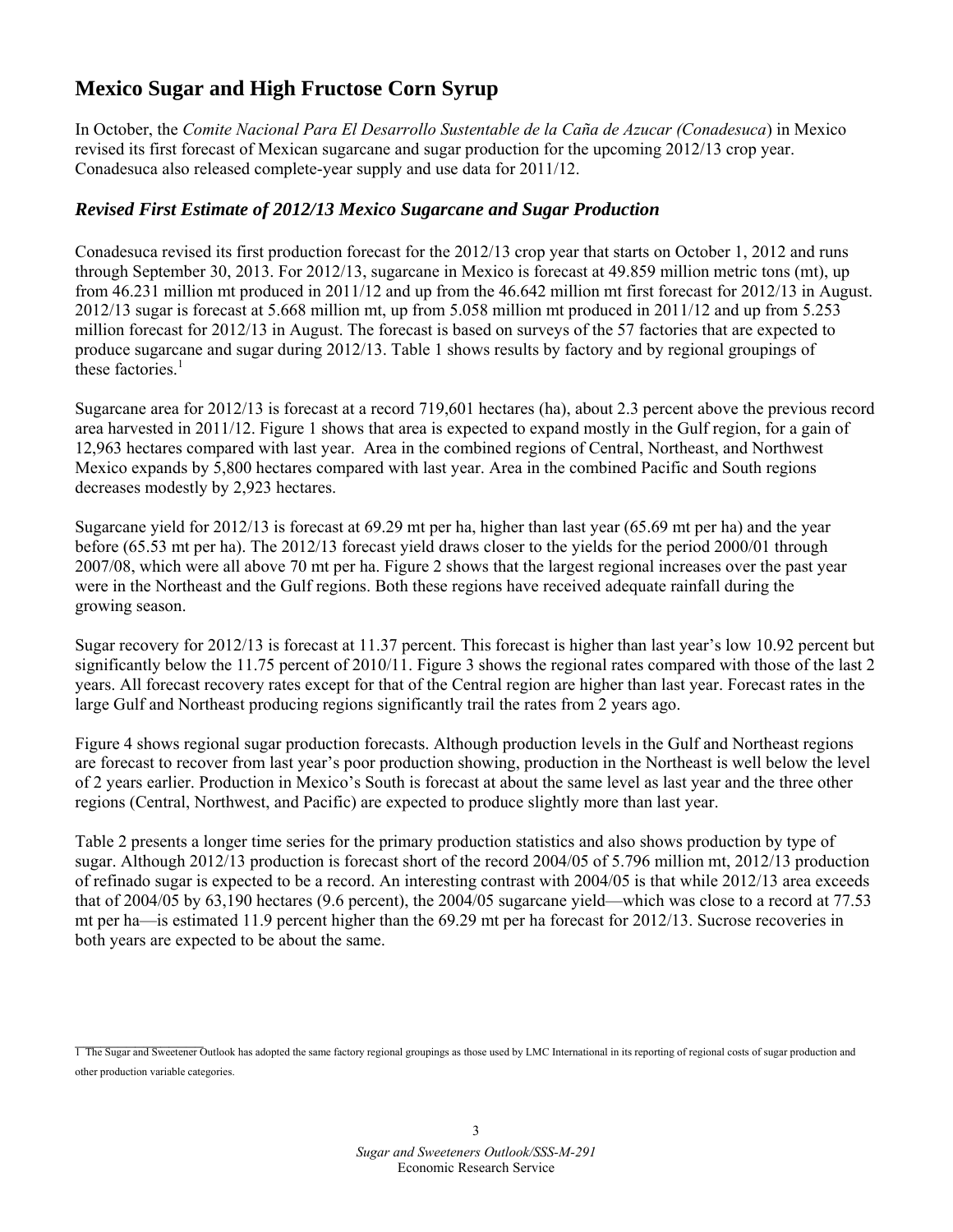## Mexico Sugar and High Fructose Corn Syrup

In October, the *Comite Nacional Para El Desarrollo Sustentable de la Caña de Azucar (Conadesuca*) in Mexico revised its first forecast of Mexican sugarcane and sugar production for the upcoming 2012/13 crop year. Conadesuca also released complete-year supply and use data for 2011/12.

### *Revised First Estimate of 2012/13 Mexico Sugarcane and Sugar Production*

Conadesuca revised its first production forecast for the 2012/13 crop year that starts on October 1, 2012 and runs through September 30, 2013. For 2012/13, sugarcane in Mexico is forecast at 49.859 million metric tons (mt), up from 46.231 million mt produced in 2011/12 and up from the 46.642 million mt first forecast for 2012/13 in August. 2012/13 sugar is forecast at 5.668 million mt, up from 5.058 million mt produced in 2011/12 and up from 5.253 million forecast for 2012/13 in August. The forecast is based on surveys of the 57 factories that are expected to produce sugarcane and sugar during 2012/13. Table 1 shows results by factory and by regional groupings of these factories.[1]

Sugarcane area for 2012/13 is forecast at a record 719,601 hectares (ha), about 2.3 percent above the previous record area harvested in 2011/12. Figure 1 shows that area is expected to expand mostly in the Gulf region, for a gain of 12,963 hectares compared with last year. Area in the combined regions of Central, Northeast, and Northwest Mexico expands by 5,800 hectares compared with last year. Area in the combined Pacific and South regions decreases modestly by 2,923 hectares.

Sugarcane yield for 2012/13 is forecast at 69.29 mt per ha, higher than last year (65.69 mt per ha) and the year before (65.53 mt per ha). The 2012/13 forecast yield draws closer to the yields for the period 2000/01 through 2007/08, which were all above 70 mt per ha. Figure 2 shows that the largest regional increases over the past year were in the Northeast and the Gulf regions. Both these regions have received adequate rainfall during the growing season.

Sugar recovery for 2012/13 is forecast at 11.37 percent. This forecast is higher than last year's low 10.92 percent but significantly below the 11.75 percent of 2010/11. Figure 3 shows the regional rates compared with those of the last 2 years. All forecast recovery rates except for that of the Central region are higher than last year. Forecast rates in the large Gulf and Northeast producing regions significantly trail the rates from 2 years ago.

Figure 4 shows regional sugar production forecasts. Although production levels in the Gulf and Northeast regions are forecast to recover from last year's poor production showing, production in the Northeast is well below the level of 2 years earlier. Production in Mexico's South is forecast at about the same level as last year and the three other regions (Central, Northwest, and Pacific) are expected to produce slightly more than last year.

Table 2 presents a longer time series for the primary production statistics and also shows production by type of sugar. Although 2012/13 production is forecast short of the record 2004/05 of 5.796 million mt, 2012/13 production of refinado sugar is expected to be a record. An interesting contrast with 2004/05 is that while 2012/13 area exceeds that of 2004/05 by 63,190 hectares (9.6 percent), the 2004/05 sugarcane yield—which was close to a record at 77.53 mt per ha—is estimated 11.9 percent higher than the 69.29 mt per ha forecast for 2012/13. Sucrose recoveries in both years are expected to be about the same.

[1] The Sugar and Sweetener Outlook has adopted the same factory regional groupings as those used by LMC International in its reporting of regional costs of sugar production and other production variable categories.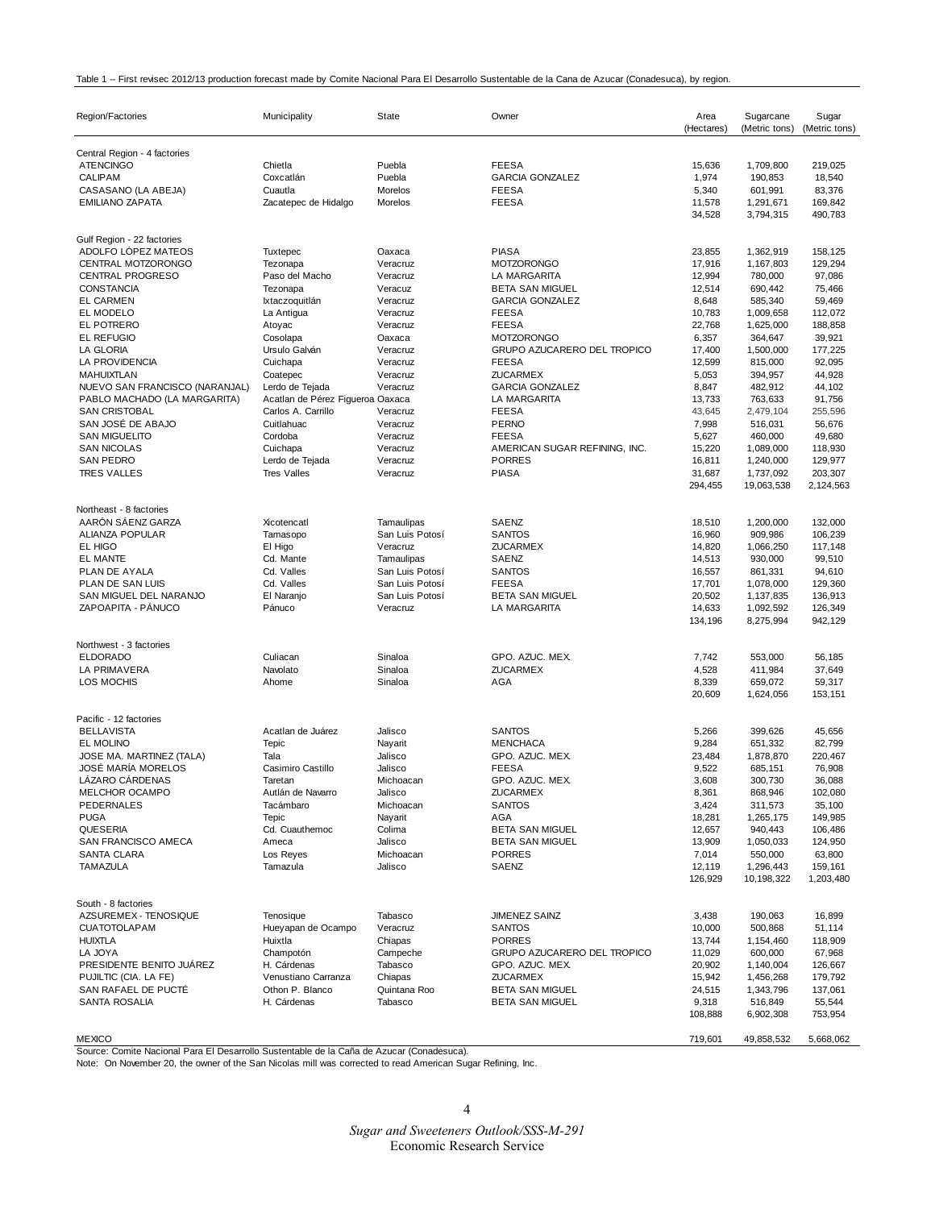Table 1 -- First revisec 2012/13 production forecast made by Comite Nacional Para El Desarrollo Sustentable de la Cana de Azucar (Conadesuca), by region.

| Region/Factories | Municipality | State | Owner | Area (Hectares) | Sugarcane (Metric tons) | Sugar (Metric tons) |
|---|---|---|---|---|---|---|
| Central Region - 4 factories | | | | | | |
| ATENCINGO | Chietla | Puebla | FEESA | 15,636 | 1,709,800 | 219,025 |
| CALIPAM | Coxcatlán | Puebla | GARCIA GONZALEZ | 1,974 | 190,853 | 18,540 |
| CASASANO (LA ABEJA) | Cuautla | Morelos | FEESA | 5,340 | 601,991 | 83,376 |
| EMILIANO ZAPATA | Zacatepec de Hidalgo | Morelos | FEESA | 11,578 | 1,291,671 | 169,842 |
| | | | | 34,528 | 3,794,315 | 490,783 |
| Gulf Region - 22 factories | | | | | | |
| ADOLFO LÓPEZ MATEOS | Tuxtepec | Oaxaca | PIASA | 23,855 | 1,362,919 | 158,125 |
| CENTRAL MOTZORONGO | Tezonapa | Veracruz | MOTZORONGO | 17,916 | 1,167,803 | 129,294 |
| CENTRAL PROGRESO | Paso del Macho | Veracruz | LA MARGARITA | 12,994 | 780,000 | 97,086 |
| CONSTANCIA | Tezonapa | Veracuz | BETA SAN MIGUEL | 12,514 | 690,442 | 75,466 |
| EL CARMEN | Ixtaczoquitlán | Veracruz | GARCIA GONZALEZ | 8,648 | 585,340 | 59,469 |
| EL MODELO | La Antigua | Veracruz | FEESA | 10,783 | 1,009,658 | 112,072 |
| EL POTRERO | Atoyac | Veracruz | FEESA | 22,768 | 1,625,000 | 188,858 |
| EL REFUGIO | Cosolapa | Oaxaca | MOTZORONGO | 6,357 | 364,647 | 39,921 |
| LA GLORIA | Ursulo Galván | Veracruz | GRUPO AZUCARERO DEL TROPICO | 17,400 | 1,500,000 | 177,225 |
| LA PROVIDENCIA | Cuichapa | Veracruz | FEESA | 12,599 | 815,000 | 92,095 |
| MAHUIXTLAN | Coatepec | Veracruz | ZUCARMEX | 5,053 | 394,957 | 44,928 |
| NUEVO SAN FRANCISCO (NARANJAL) | Lerdo de Tejada | Veracruz | GARCIA GONZALEZ | 8,847 | 482,912 | 44,102 |
| PABLO MACHADO (LA MARGARITA) | Acatlan de Pérez Figueroa | Oaxaca | LA MARGARITA | 13,733 | 763,633 | 91,756 |
| SAN CRISTOBAL | Carlos A. Carrillo | Veracruz | FEESA | 43,645 | 2,479,104 | 255,596 |
| SAN JOSÉ DE ABAJO | Cuitlahuac | Veracruz | PERNO | 7,998 | 516,031 | 56,676 |
| SAN MIGUELITO | Cordoba | Veracruz | FEESA | 5,627 | 460,000 | 49,680 |
| SAN NICOLAS | Cuichapa | Veracruz | AMERICAN SUGAR REFINING, INC. | 15,220 | 1,089,000 | 118,930 |
| SAN PEDRO | Lerdo de Tejada | Veracruz | PORRES | 16,811 | 1,240,000 | 129,977 |
| TRES VALLES | Tres Valles | Veracruz | PIASA | 31,687 | 1,737,092 | 203,307 |
| | | | | 294,455 | 19,063,538 | 2,124,563 |
| Northeast - 8 factories | | | | | | |
| AARÓN SÁENZ GARZA | Xicotencatl | Tamaulipas | SAENZ | 18,510 | 1,200,000 | 132,000 |
| ALIANZA POPULAR | Tamasopo | San Luis Potosí | SANTOS | 16,960 | 909,986 | 106,239 |
| EL HIGO | El Higo | Veracruz | ZUCARMEX | 14,820 | 1,066,250 | 117,148 |
| EL MANTE | Cd. Mante | Tamaulipas | SAENZ | 14,513 | 930,000 | 99,510 |
| PLAN DE AYALA | Cd. Valles | San Luis Potosí | SANTOS | 16,557 | 861,331 | 94,610 |
| PLAN DE SAN LUIS | Cd. Valles | San Luis Potosí | FEESA | 17,701 | 1,078,000 | 129,360 |
| SAN MIGUEL DEL NARANJO | El Naranjo | San Luis Potosí | BETA SAN MIGUEL | 20,502 | 1,137,835 | 136,913 |
| ZAPOAPITA - PÁNUCO | Pánuco | Veracruz | LA MARGARITA | 14,633 | 1,092,592 | 126,349 |
| | | | | 134,196 | 8,275,994 | 942,129 |
| Northwest - 3 factories | | | | | | |
| ELDORADO | Culiacan | Sinaloa | GPO. AZUC. MEX. | 7,742 | 553,000 | 56,185 |
| LA PRIMAVERA | Navolato | Sinaloa | ZUCARMEX | 4,528 | 411,984 | 37,649 |
| LOS MOCHIS | Ahome | Sinaloa | AGA | 8,339 | 659,072 | 59,317 |
| | | | | 20,609 | 1,624,056 | 153,151 |
| Pacific - 12 factories | | | | | | |
| BELLAVISTA | Acatlan de Juárez | Jalisco | SANTOS | 5,266 | 399,626 | 45,656 |
| EL MOLINO | Tepic | Nayarit | MENCHACA | 9,284 | 651,332 | 82,799 |
| JOSE MA. MARTINEZ (TALA) | Tala | Jalisco | GPO. AZUC. MEX. | 23,484 | 1,878,870 | 220,467 |
| JOSÉ MARÍA MORELOS | Casimiro Castillo | Jalisco | FEESA | 9,522 | 685,151 | 76,908 |
| LÁZARO CÁRDENAS | Taretan | Michoacan | GPO. AZUC. MEX. | 3,608 | 300,730 | 36,088 |
| MELCHOR OCAMPO | Autlán de Navarro | Jalisco | ZUCARMEX | 8,361 | 868,946 | 102,080 |
| PEDERNALES | Tacámbaro | Michoacan | SANTOS | 3,424 | 311,573 | 35,100 |
| PUGA | Tepic | Nayarit | AGA | 18,281 | 1,265,175 | 149,985 |
| QUESERIA | Cd. Cuauthemoc | Colima | BETA SAN MIGUEL | 12,657 | 940,443 | 106,486 |
| SAN FRANCISCO AMECA | Ameca | Jalisco | BETA SAN MIGUEL | 13,909 | 1,050,033 | 124,950 |
| SANTA CLARA | Los Reyes | Michoacan | PORRES | 7,014 | 550,000 | 63,800 |
| TAMAZULA | Tamazula | Jalisco | SAENZ | 12,119 | 1,296,443 | 159,161 |
| | | | | 126,929 | 10,198,322 | 1,203,480 |
| South - 8 factories | | | | | | |
| AZSUREMEX - TENOSIQUE | Tenosique | Tabasco | JIMENEZ SAINZ | 3,438 | 190,063 | 16,899 |
| CUATOTOLAPAM | Hueyapan de Ocampo | Veracruz | SANTOS | 10,000 | 500,868 | 51,114 |
| HUIXTLA | Huixtla | Chiapas | PORRES | 13,744 | 1,154,460 | 118,909 |
| LA JOYA | Champotón | Campeche | GRUPO AZUCARERO DEL TROPICO | 11,029 | 600,000 | 67,968 |
| PRESIDENTE BENITO JUÁREZ | H. Cárdenas | Tabasco | GPO. AZUC. MEX. | 20,902 | 1,140,004 | 126,667 |
| PUJILTIC (CIA. LA FE) | Venustiano Carranza | Chiapas | ZUCARMEX | 15,942 | 1,456,268 | 179,792 |
| SAN RAFAEL DE PUCTÉ | Othon P. Blanco | Quintana Roo | BETA SAN MIGUEL | 24,515 | 1,343,796 | 137,061 |
| SANTA ROSALIA | H. Cárdenas | Tabasco | BETA SAN MIGUEL | 9,318 | 516,849 | 55,544 |
| | | | | 108,888 | 6,902,308 | 753,954 |
| MEXICO | | | | 719,601 | 49,858,532 | 5,668,062 |

Source: Comite Nacional Para El Desarrollo Sustentable de la Caña de Azucar (Conadesuca).

Note: On November 20, the owner of the San Nicolas mill was corrected to read American Sugar Refining, Inc.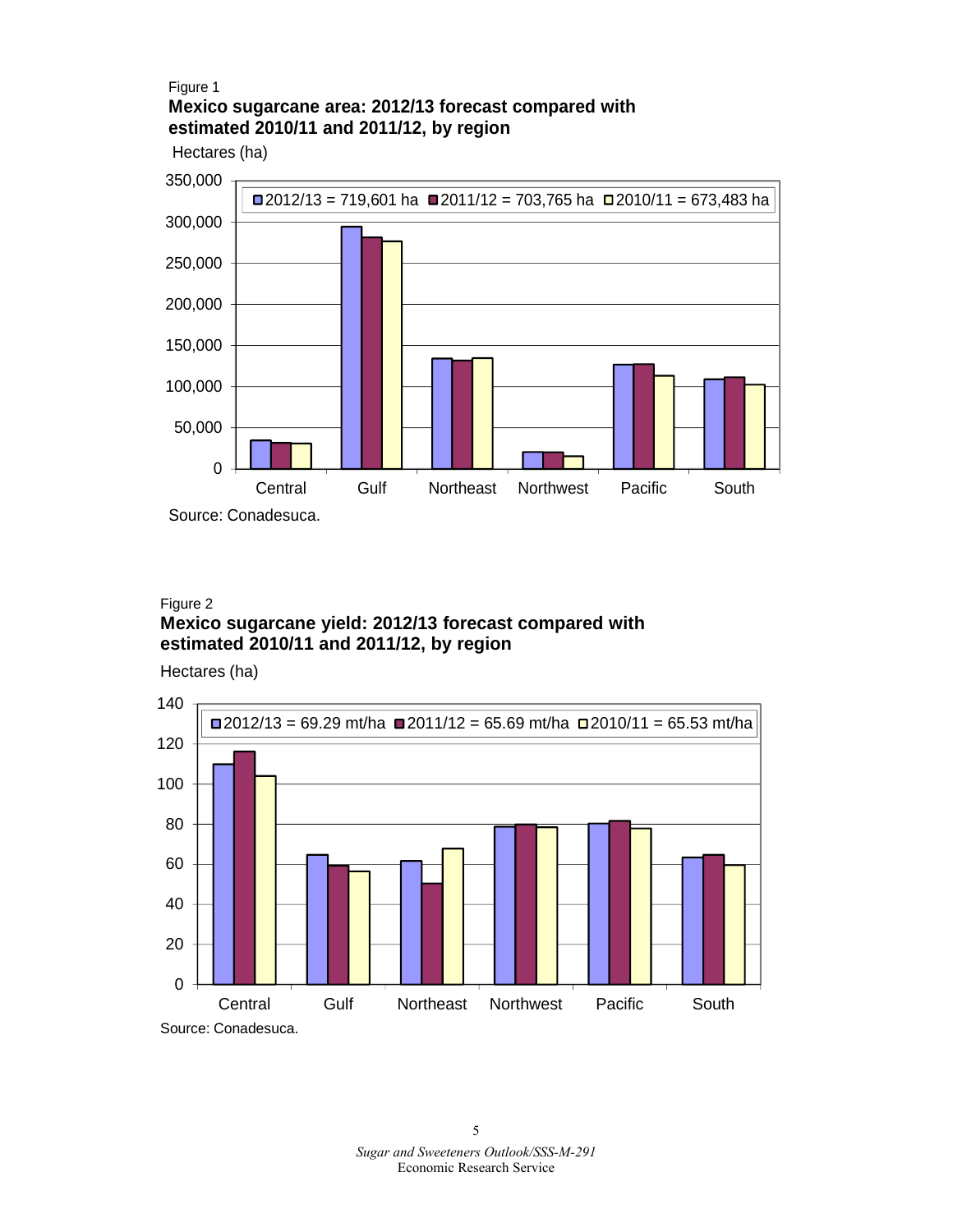Figure 1

**Mexico sugarcane area: 2012/13 forecast compared with estimated 2010/11 and 2011/12, by region**

Hectares (ha)

2012/13 = 719,601 ha; 2011/12 = 703,765 ha; 2010/11 = 673,483 ha

Source: Conadesuca.

Figure 2

**Mexico sugarcane yield: 2012/13 forecast compared with estimated 2010/11 and 2011/12, by region**

Hectares (ha)

2012/13 = 69.29 mt/ha; 2011/12 = 65.69 mt/ha; 2010/11 = 65.53 mt/ha

Source: Conadesuca.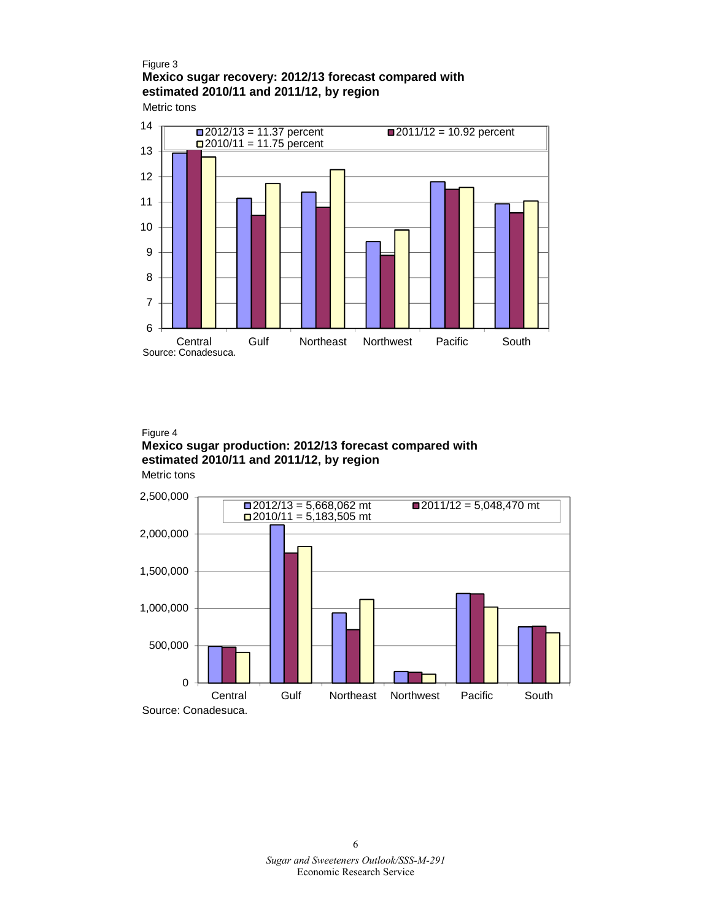Figure 3

**Mexico sugar recovery: 2012/13 forecast compared with estimated 2010/11 and 2011/12, by region**

Metric tons

Legend: 2012/13 = 11.37 percent; 2011/12 = 10.92 percent; 2010/11 = 11.75 percent

Regions: Central, Gulf, Northeast, Northwest, Pacific, South

Source: Conadesuca.

Figure 4

**Mexico sugar production: 2012/13 forecast compared with estimated 2010/11 and 2011/12, by region**

Metric tons

Legend: 2012/13 = 5,668,062 mt; 2011/12 = 5,048,470 mt; 2010/11 = 5,183,505 mt

Regions: Central, Gulf, Northeast, Northwest, Pacific, South

Source: Conadesuca.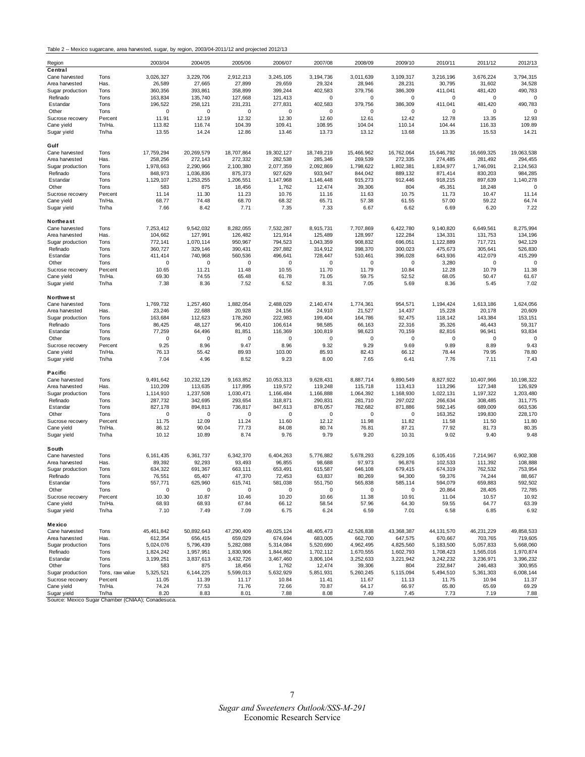Table 2 -- Mexico sugarcane, area harvested, sugar, by region, 2003/04-2011/12 and projected 2012/13

| Region | | 2003/04 | 2004/05 | 2005/06 | 2006/07 | 2007/08 | 2008/09 | 2009/10 | 2010/11 | 2011/12 | 2012/13 |
|---|---|---|---|---|---|---|---|---|---|---|---|
| **Central** | | | | | | | | | | | |
| Cane harvested | Tons | 3,026,327 | 3,229,706 | 2,912,213 | 3,245,105 | 3,194,736 | 3,011,639 | 3,109,317 | 3,216,196 | 3,676,224 | 3,794,315 |
| Area harvested | Has. | 26,589 | 27,665 | 27,899 | 29,659 | 29,324 | 28,946 | 28,231 | 30,795 | 31,602 | 34,528 |
| Sugar production | Tons | 360,356 | 393,861 | 358,899 | 399,244 | 402,583 | 379,756 | 386,309 | 411,041 | 481,420 | 490,783 |
| Refinado | Tons | 163,834 | 135,740 | 127,668 | 121,413 | 0 | 0 | 0 | 0 | 0 | 0 |
| Estandar | Tons | 196,522 | 258,121 | 231,231 | 277,831 | 402,583 | 379,756 | 386,309 | 411,041 | 481,420 | 490,783 |
| Other | Tons | 0 | 0 | 0 | 0 | 0 | 0 | 0 | 0 | 0 | 0 |
| Sucrose recovery | Percent | 11.91 | 12.19 | 12.32 | 12.30 | 12.60 | 12.61 | 12.42 | 12.78 | 13.35 | 12.93 |
| Cane yield | Tn/Ha. | 113.82 | 116.74 | 104.39 | 109.41 | 108.95 | 104.04 | 110.14 | 104.44 | 116.33 | 109.89 |
| Sugar yield | Tn/ha | 13.55 | 14.24 | 12.86 | 13.46 | 13.73 | 13.12 | 13.68 | 13.35 | 15.53 | 14.21 |
| **Gulf** | | | | | | | | | | | |
| Cane harvested | Tons | 17,759,294 | 20,269,579 | 18,707,864 | 19,302,127 | 18,749,219 | 15,466,962 | 16,762,064 | 15,646,792 | 16,669,325 | 19,063,538 |
| Area harvested | Has. | 258,256 | 272,143 | 272,332 | 282,538 | 285,346 | 269,539 | 272,335 | 274,485 | 281,492 | 294,455 |
| Sugar production | Tons | 1,978,663 | 2,290,966 | 2,100,380 | 2,077,359 | 2,092,869 | 1,798,622 | 1,802,381 | 1,834,977 | 1,746,091 | 2,124,563 |
| Refinado | Tons | 848,973 | 1,036,836 | 875,373 | 927,629 | 933,947 | 844,042 | 889,132 | 871,414 | 830,203 | 984,285 |
| Estandar | Tons | 1,129,107 | 1,253,255 | 1,206,551 | 1,147,968 | 1,146,448 | 915,273 | 912,446 | 918,215 | 897,639 | 1,140,278 |
| Other | Tons | 583 | 875 | 18,456 | 1,762 | 12,474 | 39,306 | 804 | 45,351 | 18,248 | 0 |
| Sucrose recovery | Percent | 11.14 | 11.30 | 11.23 | 10.76 | 11.16 | 11.63 | 10.75 | 11.73 | 10.47 | 11.14 |
| Cane yield | Tn/Ha. | 68.77 | 74.48 | 68.70 | 68.32 | 65.71 | 57.38 | 61.55 | 57.00 | 59.22 | 64.74 |
| Sugar yield | Tn/ha | 7.66 | 8.42 | 7.71 | 7.35 | 7.33 | 6.67 | 6.62 | 6.69 | 6.20 | 7.22 |
| **Northeast** | | | | | | | | | | | |
| Cane harvested | Tons | 7,253,412 | 9,542,032 | 8,282,055 | 7,532,287 | 8,915,731 | 7,707,869 | 6,422,780 | 9,140,820 | 6,649,561 | 8,275,994 |
| Area harvested | Has. | 104,662 | 127,991 | 126,482 | 121,914 | 125,489 | 128,997 | 122,284 | 134,331 | 131,753 | 134,196 |
| Sugar production | Tons | 772,141 | 1,070,114 | 950,967 | 794,523 | 1,043,359 | 908,832 | 696,051 | 1,122,889 | 717,721 | 942,129 |
| Refinado | Tons | 360,727 | 329,146 | 390,431 | 297,882 | 314,912 | 398,370 | 300,023 | 475,673 | 305,641 | 526,830 |
| Estandar | Tons | 411,414 | 740,968 | 560,536 | 496,641 | 728,447 | 510,461 | 396,028 | 643,936 | 412,079 | 415,299 |
| Other | Tons | 0 | 0 | 0 | 0 | 0 | 0 | 0 | 3,280 | 0 | 0 |
| Sucrose recovery | Percent | 10.65 | 11.21 | 11.48 | 10.55 | 11.70 | 11.79 | 10.84 | 12.28 | 10.79 | 11.38 |
| Cane yield | Tn/Ha. | 69.30 | 74.55 | 65.48 | 61.78 | 71.05 | 59.75 | 52.52 | 68.05 | 50.47 | 61.67 |
| Sugar yield | Tn/ha | 7.38 | 8.36 | 7.52 | 6.52 | 8.31 | 7.05 | 5.69 | 8.36 | 5.45 | 7.02 |
| **Northwest** | | | | | | | | | | | |
| Cane harvested | Tons | 1,769,732 | 1,257,460 | 1,882,054 | 2,488,029 | 2,140,474 | 1,774,361 | 954,571 | 1,194,424 | 1,613,186 | 1,624,056 |
| Area harvested | Has. | 23,246 | 22,688 | 20,928 | 24,156 | 24,910 | 21,527 | 14,437 | 15,228 | 20,178 | 20,609 |
| Sugar production | Tons | 163,684 | 112,623 | 178,260 | 222,983 | 199,404 | 164,786 | 92,475 | 118,142 | 143,384 | 153,151 |
| Refinado | Tons | 86,425 | 48,127 | 96,410 | 106,614 | 98,585 | 66,163 | 22,316 | 35,326 | 46,443 | 59,317 |
| Estandar | Tons | 77,259 | 64,496 | 81,851 | 116,369 | 100,819 | 98,623 | 70,159 | 82,816 | 96,941 | 93,834 |
| Other | Tons | 0 | 0 | 0 | 0 | 0 | 0 | 0 | 0 | 0 | 0 |
| Sucrose recovery | Percent | 9.25 | 8.96 | 9.47 | 8.96 | 9.32 | 9.29 | 9.69 | 9.89 | 8.89 | 9.43 |
| Cane yield | Tn/Ha. | 76.13 | 55.42 | 89.93 | 103.00 | 85.93 | 82.43 | 66.12 | 78.44 | 79.95 | 78.80 |
| Sugar yield | Tn/ha | 7.04 | 4.96 | 8.52 | 9.23 | 8.00 | 7.65 | 6.41 | 7.76 | 7.11 | 7.43 |
| **Pacific** | | | | | | | | | | | |
| Cane harvested | Tons | 9,491,642 | 10,232,129 | 9,163,852 | 10,053,313 | 9,628,431 | 8,887,714 | 9,890,549 | 8,827,922 | 10,407,966 | 10,198,322 |
| Area harvested | Has. | 110,209 | 113,635 | 117,895 | 119,572 | 119,248 | 115,718 | 113,413 | 113,296 | 127,348 | 126,929 |
| Sugar production | Tons | 1,114,910 | 1,237,508 | 1,030,471 | 1,166,484 | 1,166,888 | 1,064,392 | 1,168,930 | 1,022,131 | 1,197,322 | 1,203,480 |
| Refinado | Tons | 287,732 | 342,695 | 293,654 | 318,871 | 290,831 | 281,710 | 297,022 | 266,634 | 308,485 | 311,775 |
| Estandar | Tons | 827,178 | 894,813 | 736,817 | 847,613 | 876,057 | 782,682 | 871,886 | 592,145 | 689,009 | 663,536 |
| Other | Tons | 0 | 0 | 0 | 0 | 0 | 0 | 0 | 163,352 | 199,830 | 228,170 |
| Sucrose recovery | Percent | 11.75 | 12.09 | 11.24 | 11.60 | 12.12 | 11.98 | 11.82 | 11.58 | 11.50 | 11.80 |
| Cane yield | Tn/Ha. | 86.12 | 90.04 | 77.73 | 84.08 | 80.74 | 76.81 | 87.21 | 77.92 | 81.73 | 80.35 |
| Sugar yield | Tn/ha | 10.12 | 10.89 | 8.74 | 9.76 | 9.79 | 9.20 | 10.31 | 9.02 | 9.40 | 9.48 |
| **South** | | | | | | | | | | | |
| Cane harvested | Tons | 6,161,435 | 6,361,737 | 6,342,370 | 6,404,263 | 5,776,882 | 5,678,293 | 6,229,105 | 6,105,416 | 7,214,967 | 6,902,308 |
| Area harvested | Has. | 89,392 | 92,293 | 93,493 | 96,855 | 98,688 | 97,973 | 96,876 | 102,533 | 111,392 | 108,888 |
| Sugar production | Tons | 634,322 | 691,367 | 663,111 | 653,491 | 615,587 | 646,108 | 679,415 | 674,319 | 762,532 | 753,954 |
| Refinado | Tons | 76,551 | 65,407 | 47,370 | 72,453 | 63,837 | 80,269 | 94,300 | 59,376 | 74,244 | 88,667 |
| Estandar | Tons | 557,771 | 625,960 | 615,741 | 581,038 | 551,750 | 565,838 | 585,114 | 594,079 | 659,883 | 592,502 |
| Other | Tons | 0 | 0 | 0 | 0 | 0 | 0 | 0 | 20,864 | 28,405 | 72,785 |
| Sucrose recovery | Percent | 10.30 | 10.87 | 10.46 | 10.20 | 10.66 | 11.38 | 10.91 | 11.04 | 10.57 | 10.92 |
| Cane yield | Tn/Ha. | 68.93 | 68.93 | 67.84 | 66.12 | 58.54 | 57.96 | 64.30 | 59.55 | 64.77 | 63.39 |
| Sugar yield | Tn/ha | 7.10 | 7.49 | 7.09 | 6.75 | 6.24 | 6.59 | 7.01 | 6.58 | 6.85 | 6.92 |
| **Mexico** | | | | | | | | | | | |
| Cane harvested | Tons | 45,461,842 | 50,892,643 | 47,290,409 | 49,025,124 | 48,405,473 | 42,526,838 | 43,368,387 | 44,131,570 | 46,231,229 | 49,858,533 |
| Area harvested | Has. | 612,354 | 656,415 | 659,029 | 674,694 | 683,005 | 662,700 | 647,575 | 670,667 | 703,765 | 719,605 |
| Sugar production | Tons | 5,024,076 | 5,796,439 | 5,282,088 | 5,314,084 | 5,520,690 | 4,962,495 | 4,825,560 | 5,183,500 | 5,057,833 | 5,668,060 |
| Refinado | Tons | 1,824,242 | 1,957,951 | 1,830,906 | 1,844,862 | 1,702,112 | 1,670,555 | 1,602,793 | 1,708,423 | 1,565,016 | 1,970,874 |
| Estandar | Tons | 3,199,251 | 3,837,613 | 3,432,726 | 3,467,460 | 3,806,104 | 3,252,633 | 3,221,942 | 3,242,232 | 3,236,971 | 3,396,232 |
| Other | Tons | 583 | 875 | 18,456 | 1,762 | 12,474 | 39,306 | 804 | 232,847 | 246,483 | 300,955 |
| Sugar production | Tons, raw value | 5,325,521 | 6,144,225 | 5,599,013 | 5,632,929 | 5,851,931 | 5,260,245 | 5,115,094 | 5,494,510 | 5,361,303 | 6,008,144 |
| Sucrose recovery | Percent | 11.05 | 11.39 | 11.17 | 10.84 | 11.41 | 11.67 | 11.13 | 11.75 | 10.94 | 11.37 |
| Cane yield | Tn/Ha. | 74.24 | 77.53 | 71.76 | 72.66 | 70.87 | 64.17 | 66.97 | 65.80 | 65.69 | 69.29 |
| Sugar yield | Tn/ha | 8.20 | 8.83 | 8.01 | 7.88 | 8.08 | 7.49 | 7.45 | 7.73 | 7.19 | 7.88 |

Source: Mexico Sugar Chamber (CNIAA); Conadesuca.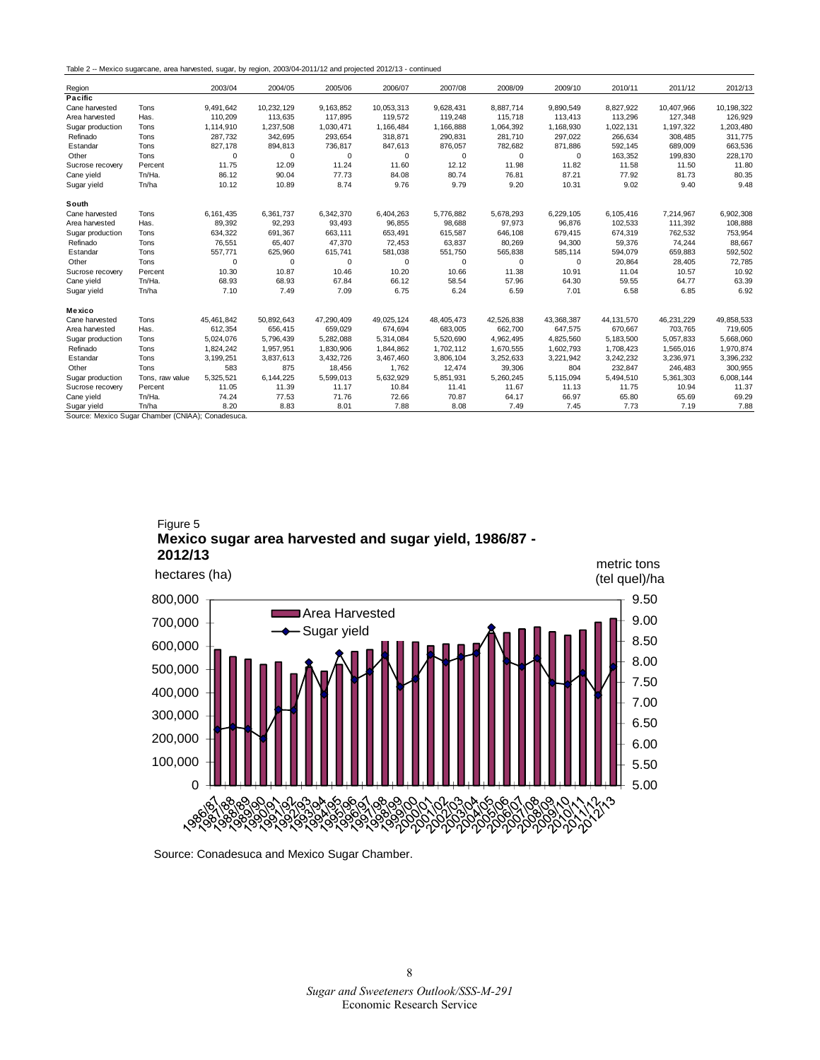Table 2 -- Mexico sugarcane, area harvested, sugar, by region, 2003/04-2011/12 and projected 2012/13 - continued

| Region | | 2003/04 | 2004/05 | 2005/06 | 2006/07 | 2007/08 | 2008/09 | 2009/10 | 2010/11 | 2011/12 | 2012/13 |
|---|---|---|---|---|---|---|---|---|---|---|---|
| **Pacific** | | | | | | | | | | | |
| Cane harvested | Tons | 9,491,642 | 10,232,129 | 9,163,852 | 10,053,313 | 9,628,431 | 8,887,714 | 9,890,549 | 8,827,922 | 10,407,966 | 10,198,322 |
| Area harvested | Has. | 110,209 | 113,635 | 117,895 | 119,572 | 119,248 | 115,718 | 113,413 | 113,296 | 127,348 | 126,929 |
| Sugar production | Tons | 1,114,910 | 1,237,508 | 1,030,471 | 1,166,484 | 1,166,888 | 1,064,392 | 1,168,930 | 1,022,131 | 1,197,322 | 1,203,480 |
| Refinado | Tons | 287,732 | 342,695 | 293,654 | 318,871 | 290,831 | 281,710 | 297,022 | 266,634 | 308,485 | 311,775 |
| Estandar | Tons | 827,178 | 894,813 | 736,817 | 847,613 | 876,057 | 782,682 | 871,886 | 592,145 | 689,009 | 663,536 |
| Other | Tons | 0 | 0 | 0 | 0 | 0 | 0 | 0 | 163,352 | 199,830 | 228,170 |
| Sucrose recovery | Percent | 11.75 | 12.09 | 11.24 | 11.60 | 12.12 | 11.98 | 11.82 | 11.58 | 11.50 | 11.80 |
| Cane yield | Tn/Ha. | 86.12 | 90.04 | 77.73 | 84.08 | 80.74 | 76.81 | 87.21 | 77.92 | 81.73 | 80.35 |
| Sugar yield | Tn/ha | 10.12 | 10.89 | 8.74 | 9.76 | 9.79 | 9.20 | 10.31 | 9.02 | 9.40 | 9.48 |
| **South** | | | | | | | | | | | |
| Cane harvested | Tons | 6,161,435 | 6,361,737 | 6,342,370 | 6,404,263 | 5,776,882 | 5,678,293 | 6,229,105 | 6,105,416 | 7,214,967 | 6,902,308 |
| Area harvested | Has. | 89,392 | 92,293 | 93,493 | 96,855 | 98,688 | 97,973 | 96,876 | 102,533 | 111,392 | 108,888 |
| Sugar production | Tons | 634,322 | 691,367 | 663,111 | 653,491 | 615,587 | 646,108 | 679,415 | 674,319 | 762,532 | 753,954 |
| Refinado | Tons | 76,551 | 65,407 | 47,370 | 72,453 | 63,837 | 80,269 | 94,300 | 59,376 | 74,244 | 88,667 |
| Estandar | Tons | 557,771 | 625,960 | 615,741 | 581,038 | 551,750 | 565,838 | 585,114 | 594,079 | 659,883 | 592,502 |
| Other | Tons | 0 | 0 | 0 | 0 | 0 | 0 | 0 | 20,864 | 28,405 | 72,785 |
| Sucrose recovery | Percent | 10.30 | 10.87 | 10.46 | 10.20 | 10.66 | 11.38 | 10.91 | 11.04 | 10.57 | 10.92 |
| Cane yield | Tn/Ha. | 68.93 | 68.93 | 67.84 | 66.12 | 58.54 | 57.96 | 64.30 | 59.55 | 64.77 | 63.39 |
| Sugar yield | Tn/ha | 7.10 | 7.49 | 7.09 | 6.75 | 6.24 | 6.59 | 7.01 | 6.58 | 6.85 | 6.92 |
| **Mexico** | | | | | | | | | | | |
| Cane harvested | Tons | 45,461,842 | 50,892,643 | 47,290,409 | 49,025,124 | 48,405,473 | 42,526,838 | 43,368,387 | 44,131,570 | 46,231,229 | 49,858,533 |
| Area harvested | Has. | 612,354 | 656,415 | 659,029 | 674,694 | 683,005 | 662,700 | 647,575 | 670,667 | 703,765 | 719,605 |
| Sugar production | Tons | 5,024,076 | 5,796,439 | 5,282,088 | 5,314,084 | 5,520,690 | 4,962,495 | 4,825,560 | 5,183,500 | 5,057,833 | 5,668,060 |
| Refinado | Tons | 1,824,242 | 1,957,951 | 1,830,906 | 1,844,862 | 1,702,112 | 1,670,555 | 1,602,793 | 1,708,423 | 1,565,016 | 1,970,874 |
| Estandar | Tons | 3,199,251 | 3,837,613 | 3,432,726 | 3,467,460 | 3,806,104 | 3,252,633 | 3,221,942 | 3,242,232 | 3,236,971 | 3,396,232 |
| Other | Tons | 583 | 875 | 18,456 | 1,762 | 12,474 | 39,306 | 804 | 232,847 | 246,483 | 300,955 |
| Sugar production | Tons, raw value | 5,325,521 | 6,144,225 | 5,599,013 | 5,632,929 | 5,851,931 | 5,260,245 | 5,115,094 | 5,494,510 | 5,361,303 | 6,008,144 |
| Sucrose recovery | Percent | 11.05 | 11.39 | 11.17 | 10.84 | 11.41 | 11.67 | 11.13 | 11.75 | 10.94 | 11.37 |
| Cane yield | Tn/Ha. | 74.24 | 77.53 | 71.76 | 72.66 | 70.87 | 64.17 | 66.97 | 65.80 | 65.69 | 69.29 |
| Sugar yield | Tn/ha | 8.20 | 8.83 | 8.01 | 7.88 | 8.08 | 7.49 | 7.45 | 7.73 | 7.19 | 7.88 |

Source: Mexico Sugar Chamber (CNIAA); Conadesuca.

Figure 5
**Mexico sugar area harvested and sugar yield, 1986/87 - 2012/13**

Source: Conadesuca and Mexico Sugar Chamber.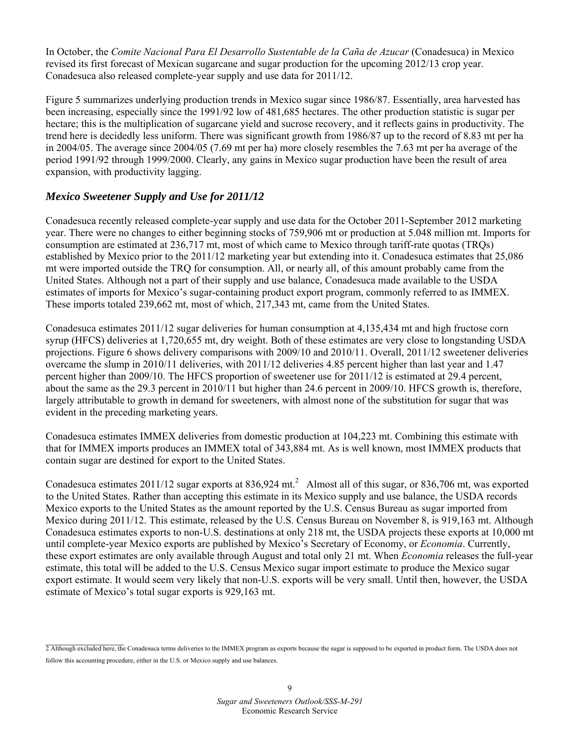In October, the *Comite Nacional Para El Desarrollo Sustentable de la Caña de Azucar* (Conadesuca) in Mexico revised its first forecast of Mexican sugarcane and sugar production for the upcoming 2012/13 crop year. Conadesuca also released complete-year supply and use data for 2011/12.

Figure 5 summarizes underlying production trends in Mexico sugar since 1986/87. Essentially, area harvested has been increasing, especially since the 1991/92 low of 481,685 hectares. The other production statistic is sugar per hectare; this is the multiplication of sugarcane yield and sucrose recovery, and it reflects gains in productivity. The trend here is decidedly less uniform. There was significant growth from 1986/87 up to the record of 8.83 mt per ha in 2004/05. The average since 2004/05 (7.69 mt per ha) more closely resembles the 7.63 mt per ha average of the period 1991/92 through 1999/2000. Clearly, any gains in Mexico sugar production have been the result of area expansion, with productivity lagging.

## *Mexico Sweetener Supply and Use for 2011/12*

Conadesuca recently released complete-year supply and use data for the October 2011-September 2012 marketing year. There were no changes to either beginning stocks of 759,906 mt or production at 5.048 million mt. Imports for consumption are estimated at 236,717 mt, most of which came to Mexico through tariff-rate quotas (TRQs) established by Mexico prior to the 2011/12 marketing year but extending into it. Conadesuca estimates that 25,086 mt were imported outside the TRQ for consumption. All, or nearly all, of this amount probably came from the United States. Although not a part of their supply and use balance, Conadesuca made available to the USDA estimates of imports for Mexico's sugar-containing product export program, commonly referred to as IMMEX. These imports totaled 239,662 mt, most of which, 217,343 mt, came from the United States.

Conadesuca estimates 2011/12 sugar deliveries for human consumption at 4,135,434 mt and high fructose corn syrup (HFCS) deliveries at 1,720,655 mt, dry weight. Both of these estimates are very close to longstanding USDA projections. Figure 6 shows delivery comparisons with 2009/10 and 2010/11. Overall, 2011/12 sweetener deliveries overcame the slump in 2010/11 deliveries, with 2011/12 deliveries 4.85 percent higher than last year and 1.47 percent higher than 2009/10. The HFCS proportion of sweetener use for 2011/12 is estimated at 29.4 percent, about the same as the 29.3 percent in 2010/11 but higher than 24.6 percent in 2009/10. HFCS growth is, therefore, largely attributable to growth in demand for sweeteners, with almost none of the substitution for sugar that was evident in the preceding marketing years.

Conadesuca estimates IMMEX deliveries from domestic production at 104,223 mt. Combining this estimate with that for IMMEX imports produces an IMMEX total of 343,884 mt. As is well known, most IMMEX products that contain sugar are destined for export to the United States.

Conadesuca estimates 2011/12 sugar exports at 836,924 mt.[2] Almost all of this sugar, or 836,706 mt, was exported to the United States. Rather than accepting this estimate in its Mexico supply and use balance, the USDA records Mexico exports to the United States as the amount reported by the U.S. Census Bureau as sugar imported from Mexico during 2011/12. This estimate, released by the U.S. Census Bureau on November 8, is 919,163 mt. Although Conadesuca estimates exports to non-U.S. destinations at only 218 mt, the USDA projects these exports at 10,000 mt until complete-year Mexico exports are published by Mexico's Secretary of Economy, or *Economia*. Currently, these export estimates are only available through August and total only 21 mt. When *Economia* releases the full-year estimate, this total will be added to the U.S. Census Mexico sugar import estimate to produce the Mexico sugar export estimate. It would seem very likely that non-U.S. exports will be very small. Until then, however, the USDA estimate of Mexico's total sugar exports is 929,163 mt.

---

2 Although excluded here, the Conadesuca terms deliveries to the IMMEX program as exports because the sugar is supposed to be exported in product form. The USDA does not follow this accounting procedure, either in the U.S. or Mexico supply and use balances.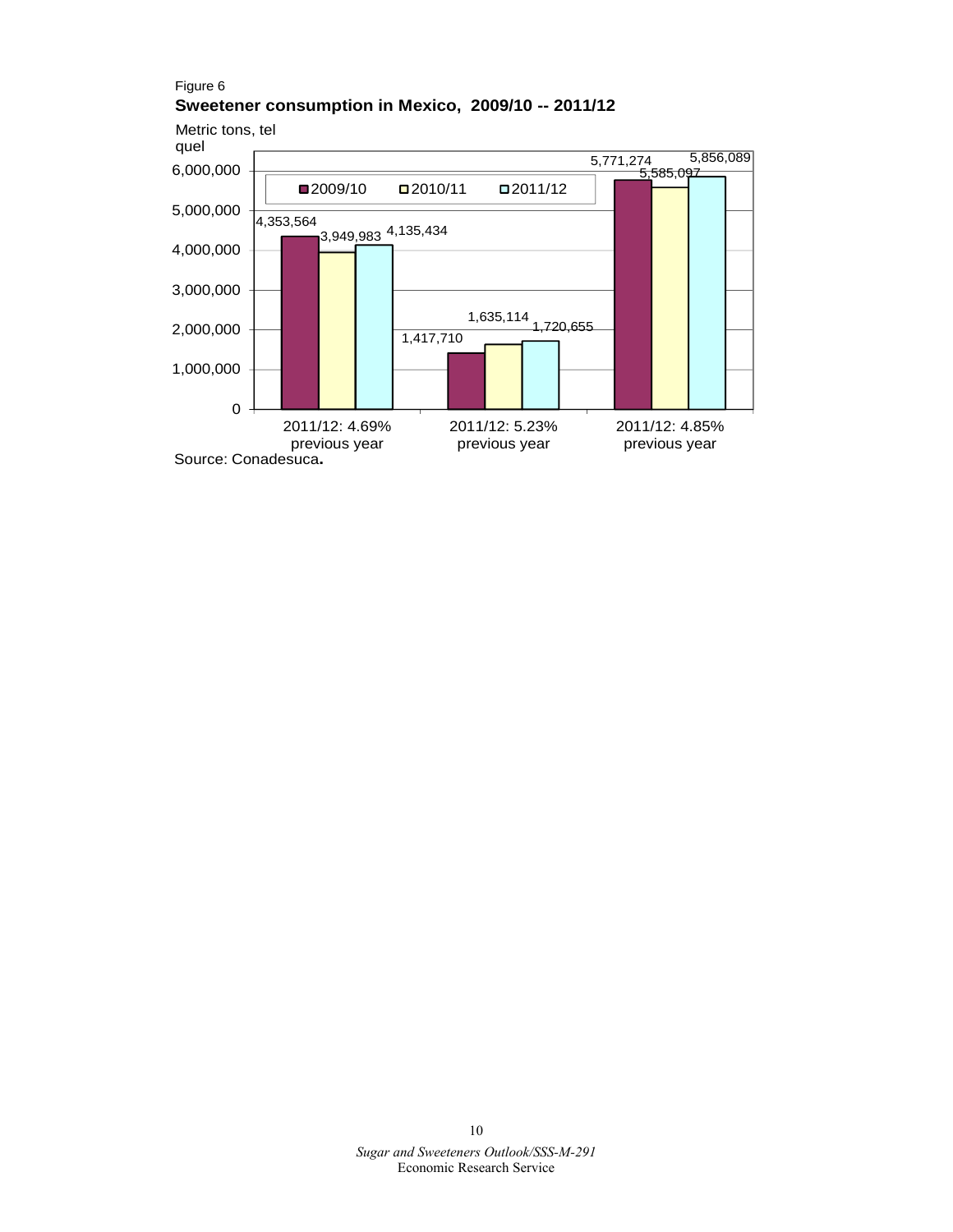Figure 6

**Sweetener consumption in Mexico, 2009/10 -- 2011/12**

Metric tons, tel quel

| | 2009/10 | 2010/11 | 2011/12 |
|---|---|---|---|
| 2011/12: 4.69% previous year | 4,353,564 | 3,949,983 | 4,135,434 |
| 2011/12: 5.23% previous year | 1,417,710 | 1,635,114 | 1,720,655 |
| 2011/12: 4.85% previous year | 5,771,274 | 5,585,097 | 5,856,089 |

Source: Conadesuca.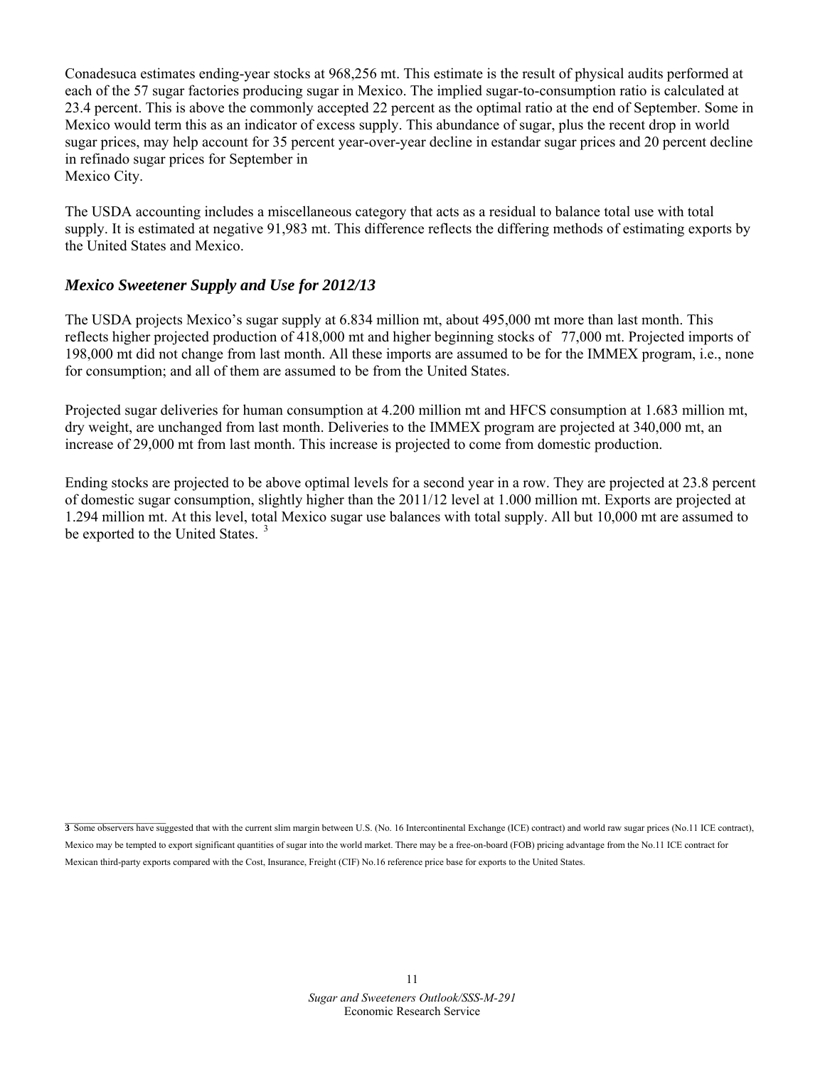Conadesuca estimates ending-year stocks at 968,256 mt. This estimate is the result of physical audits performed at each of the 57 sugar factories producing sugar in Mexico. The implied sugar-to-consumption ratio is calculated at 23.4 percent. This is above the commonly accepted 22 percent as the optimal ratio at the end of September. Some in Mexico would term this as an indicator of excess supply. This abundance of sugar, plus the recent drop in world sugar prices, may help account for 35 percent year-over-year decline in estandar sugar prices and 20 percent decline in refinado sugar prices for September in Mexico City.

The USDA accounting includes a miscellaneous category that acts as a residual to balance total use with total supply. It is estimated at negative 91,983 mt. This difference reflects the differing methods of estimating exports by the United States and Mexico.

### *Mexico Sweetener Supply and Use for 2012/13*

The USDA projects Mexico's sugar supply at 6.834 million mt, about 495,000 mt more than last month. This reflects higher projected production of 418,000 mt and higher beginning stocks of 77,000 mt. Projected imports of 198,000 mt did not change from last month. All these imports are assumed to be for the IMMEX program, i.e., none for consumption; and all of them are assumed to be from the United States.

Projected sugar deliveries for human consumption at 4.200 million mt and HFCS consumption at 1.683 million mt, dry weight, are unchanged from last month. Deliveries to the IMMEX program are projected at 340,000 mt, an increase of 29,000 mt from last month. This increase is projected to come from domestic production.

Ending stocks are projected to be above optimal levels for a second year in a row. They are projected at 23.8 percent of domestic sugar consumption, slightly higher than the 2011/12 level at 1.000 million mt. Exports are projected at 1.294 million mt. At this level, total Mexico sugar use balances with total supply. All but 10,000 mt are assumed to be exported to the United States. [3]

---

**3** Some observers have suggested that with the current slim margin between U.S. (No. 16 Intercontinental Exchange (ICE) contract) and world raw sugar prices (No.11 ICE contract), Mexico may be tempted to export significant quantities of sugar into the world market. There may be a free-on-board (FOB) pricing advantage from the No.11 ICE contract for Mexican third-party exports compared with the Cost, Insurance, Freight (CIF) No.16 reference price base for exports to the United States.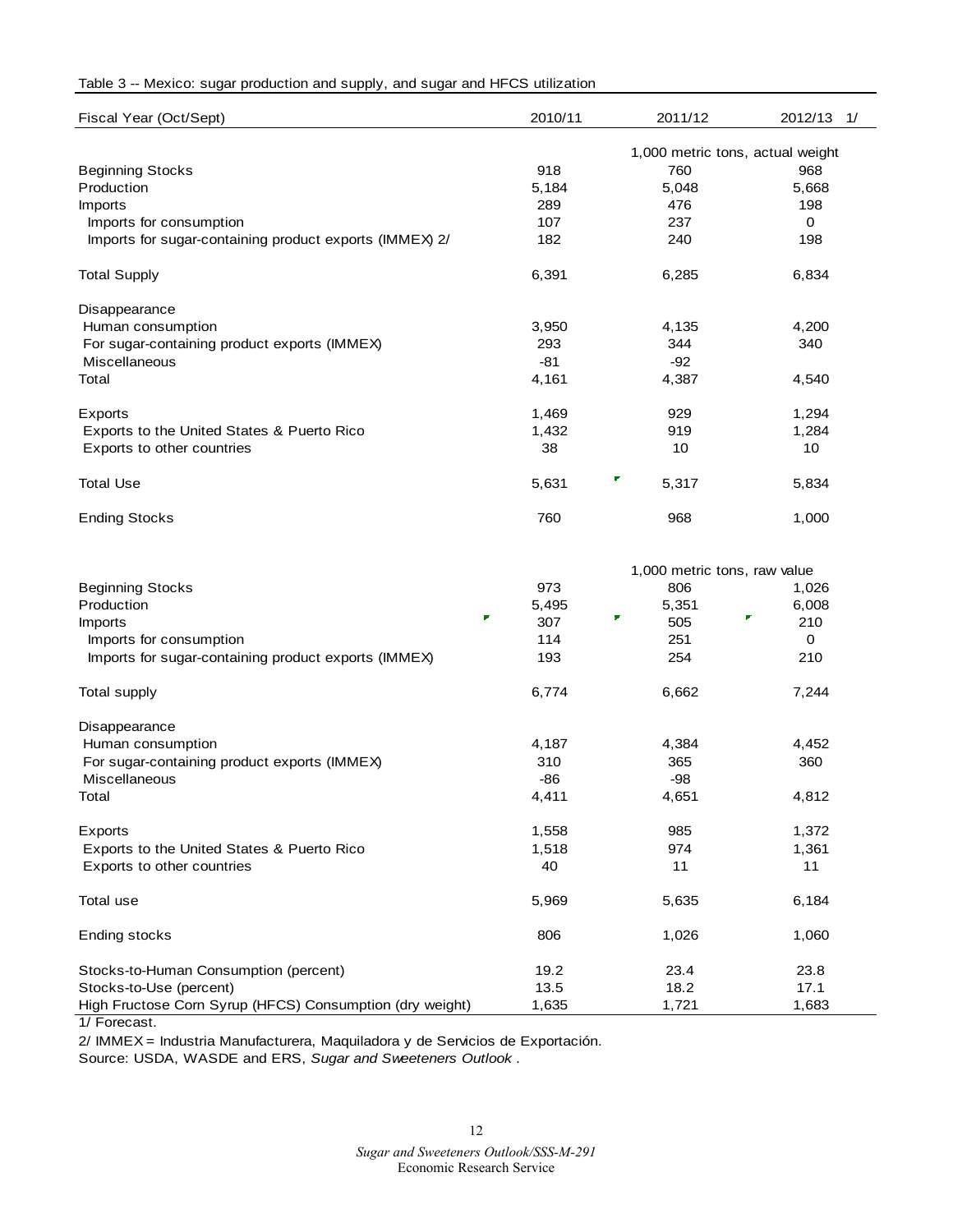Table 3 -- Mexico: sugar production and supply, and sugar and HFCS utilization

| Fiscal Year (Oct/Sept) | 2010/11 | 2011/12 | 2012/13 1/ |
|---|---|---|---|
| | 1,000 metric tons, actual weight | | |
| Beginning Stocks | 918 | 760 | 968 |
| Production | 5,184 | 5,048 | 5,668 |
| Imports | 289 | 476 | 198 |
| Imports for consumption | 107 | 237 | 0 |
| Imports for sugar-containing product exports (IMMEX) 2/ | 182 | 240 | 198 |
| Total Supply | 6,391 | 6,285 | 6,834 |
| Disappearance | | | |
| Human consumption | 3,950 | 4,135 | 4,200 |
| For sugar-containing product exports (IMMEX) | 293 | 344 | 340 |
| Miscellaneous | -81 | -92 | |
| Total | 4,161 | 4,387 | 4,540 |
| Exports | 1,469 | 929 | 1,294 |
| Exports to the United States & Puerto Rico | 1,432 | 919 | 1,284 |
| Exports to other countries | 38 | 10 | 10 |
| Total Use | 5,631 | 5,317 | 5,834 |
| Ending Stocks | 760 | 968 | 1,000 |
| | 1,000 metric tons, raw value | | |
| Beginning Stocks | 973 | 806 | 1,026 |
| Production | 5,495 | 5,351 | 6,008 |
| Imports | 307 | 505 | 210 |
| Imports for consumption | 114 | 251 | 0 |
| Imports for sugar-containing product exports (IMMEX) | 193 | 254 | 210 |
| Total supply | 6,774 | 6,662 | 7,244 |
| Disappearance | | | |
| Human consumption | 4,187 | 4,384 | 4,452 |
| For sugar-containing product exports (IMMEX) | 310 | 365 | 360 |
| Miscellaneous | -86 | -98 | |
| Total | 4,411 | 4,651 | 4,812 |
| Exports | 1,558 | 985 | 1,372 |
| Exports to the United States & Puerto Rico | 1,518 | 974 | 1,361 |
| Exports to other countries | 40 | 11 | 11 |
| Total use | 5,969 | 5,635 | 6,184 |
| Ending stocks | 806 | 1,026 | 1,060 |
| Stocks-to-Human Consumption (percent) | 19.2 | 23.4 | 23.8 |
| Stocks-to-Use (percent) | 13.5 | 18.2 | 17.1 |
| High Fructose Corn Syrup (HFCS) Consumption (dry weight) | 1,635 | 1,721 | 1,683 |

1/ Forecast.

2/ IMMEX = Industria Manufacturera, Maquiladora y de Servicios de Exportación.

Source: USDA, WASDE and ERS, *Sugar and Sweeteners Outlook* .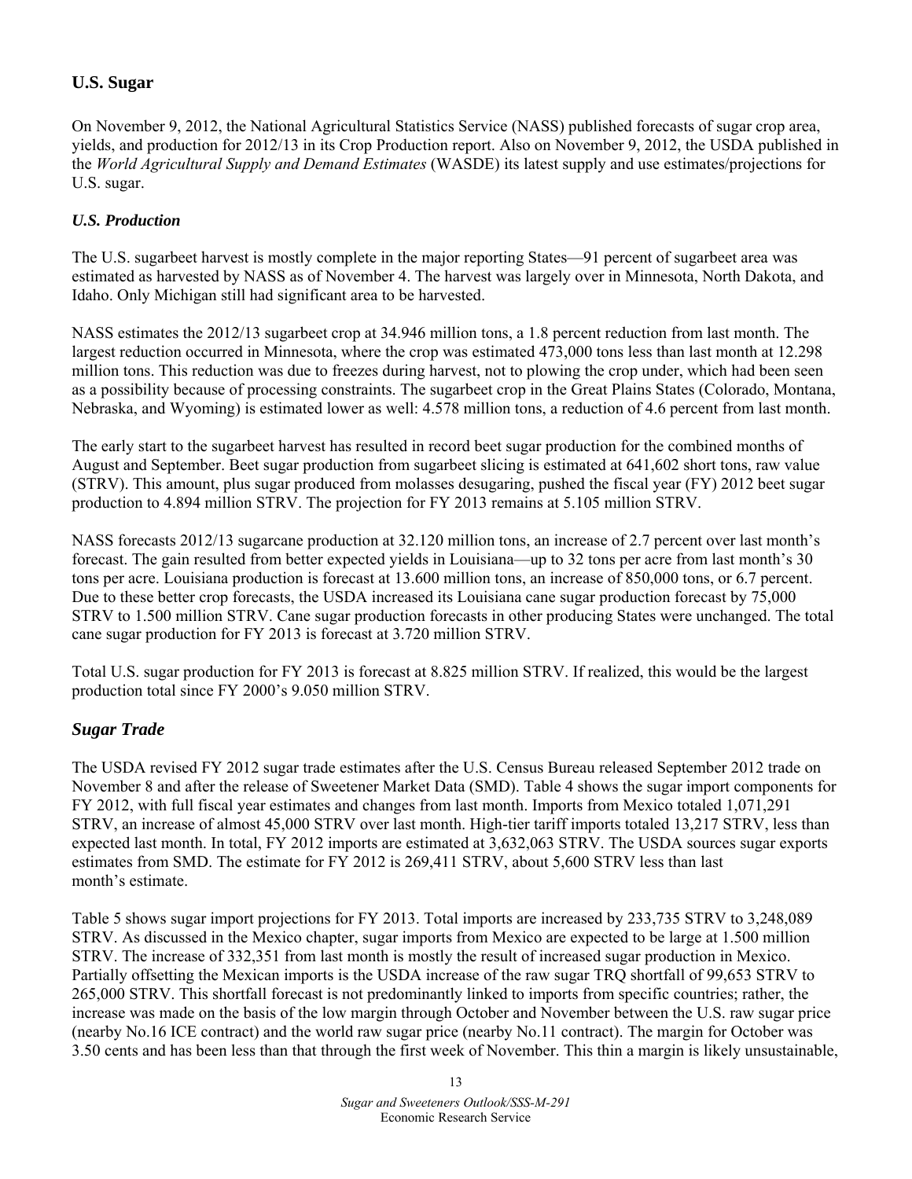## U.S. Sugar

On November 9, 2012, the National Agricultural Statistics Service (NASS) published forecasts of sugar crop area, yields, and production for 2012/13 in its Crop Production report. Also on November 9, 2012, the USDA published in the *World Agricultural Supply and Demand Estimates* (WASDE) its latest supply and use estimates/projections for U.S. sugar.

### *U.S. Production*

The U.S. sugarbeet harvest is mostly complete in the major reporting States—91 percent of sugarbeet area was estimated as harvested by NASS as of November 4. The harvest was largely over in Minnesota, North Dakota, and Idaho. Only Michigan still had significant area to be harvested.

NASS estimates the 2012/13 sugarbeet crop at 34.946 million tons, a 1.8 percent reduction from last month. The largest reduction occurred in Minnesota, where the crop was estimated 473,000 tons less than last month at 12.298 million tons. This reduction was due to freezes during harvest, not to plowing the crop under, which had been seen as a possibility because of processing constraints. The sugarbeet crop in the Great Plains States (Colorado, Montana, Nebraska, and Wyoming) is estimated lower as well: 4.578 million tons, a reduction of 4.6 percent from last month.

The early start to the sugarbeet harvest has resulted in record beet sugar production for the combined months of August and September. Beet sugar production from sugarbeet slicing is estimated at 641,602 short tons, raw value (STRV). This amount, plus sugar produced from molasses desugaring, pushed the fiscal year (FY) 2012 beet sugar production to 4.894 million STRV. The projection for FY 2013 remains at 5.105 million STRV.

NASS forecasts 2012/13 sugarcane production at 32.120 million tons, an increase of 2.7 percent over last month's forecast. The gain resulted from better expected yields in Louisiana—up to 32 tons per acre from last month's 30 tons per acre. Louisiana production is forecast at 13.600 million tons, an increase of 850,000 tons, or 6.7 percent. Due to these better crop forecasts, the USDA increased its Louisiana cane sugar production forecast by 75,000 STRV to 1.500 million STRV. Cane sugar production forecasts in other producing States were unchanged. The total cane sugar production for FY 2013 is forecast at 3.720 million STRV.

Total U.S. sugar production for FY 2013 is forecast at 8.825 million STRV. If realized, this would be the largest production total since FY 2000's 9.050 million STRV.

### *Sugar Trade*

The USDA revised FY 2012 sugar trade estimates after the U.S. Census Bureau released September 2012 trade on November 8 and after the release of Sweetener Market Data (SMD). Table 4 shows the sugar import components for FY 2012, with full fiscal year estimates and changes from last month. Imports from Mexico totaled 1,071,291 STRV, an increase of almost 45,000 STRV over last month. High-tier tariff imports totaled 13,217 STRV, less than expected last month. In total, FY 2012 imports are estimated at 3,632,063 STRV. The USDA sources sugar exports estimates from SMD. The estimate for FY 2012 is 269,411 STRV, about 5,600 STRV less than last month's estimate.

Table 5 shows sugar import projections for FY 2013. Total imports are increased by 233,735 STRV to 3,248,089 STRV. As discussed in the Mexico chapter, sugar imports from Mexico are expected to be large at 1.500 million STRV. The increase of 332,351 from last month is mostly the result of increased sugar production in Mexico. Partially offsetting the Mexican imports is the USDA increase of the raw sugar TRQ shortfall of 99,653 STRV to 265,000 STRV. This shortfall forecast is not predominantly linked to imports from specific countries; rather, the increase was made on the basis of the low margin through October and November between the U.S. raw sugar price (nearby No.16 ICE contract) and the world raw sugar price (nearby No.11 contract). The margin for October was 3.50 cents and has been less than that through the first week of November. This thin a margin is likely unsustainable,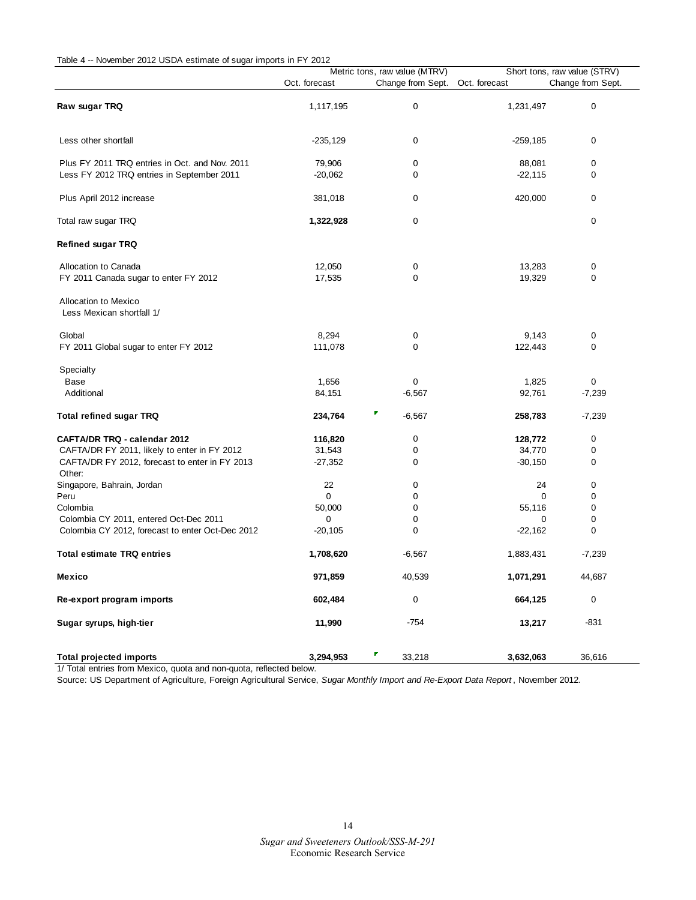Table 4 -- November 2012 USDA estimate of sugar imports in FY 2012

| | Metric tons, raw value (MTRV) | | Short tons, raw value (STRV) | |
|---|---|---|---|---|
| | Oct. forecast | Change from Sept. | Oct. forecast | Change from Sept. |
| **Raw sugar TRQ** | 1,117,195 | 0 | 1,231,497 | 0 |
| Less other shortfall | -235,129 | 0 | -259,185 | 0 |
| Plus FY 2011 TRQ entries in Oct. and Nov. 2011 | 79,906 | 0 | 88,081 | 0 |
| Less FY 2012 TRQ entries in September 2011 | -20,062 | 0 | -22,115 | 0 |
| Plus April 2012 increase | 381,018 | 0 | 420,000 | 0 |
| Total raw sugar TRQ | **1,322,928** | 0 | | 0 |
| **Refined sugar TRQ** | | | | |
| Allocation to Canada | 12,050 | 0 | 13,283 | 0 |
| FY 2011 Canada sugar to enter FY 2012 | 17,535 | 0 | 19,329 | 0 |
| Allocation to Mexico | | | | |
| Less Mexican shortfall 1/ | | | | |
| Global | 8,294 | 0 | 9,143 | 0 |
| FY 2011 Global sugar to enter FY 2012 | 111,078 | 0 | 122,443 | 0 |
| Specialty | | | | |
| Base | 1,656 | 0 | 1,825 | 0 |
| Additional | 84,151 | -6,567 | 92,761 | -7,239 |
| **Total refined sugar TRQ** | **234,764** | -6,567 | **258,783** | -7,239 |
| **CAFTA/DR TRQ - calendar 2012** | **116,820** | 0 | **128,772** | 0 |
| CAFTA/DR FY 2011, likely to enter in FY 2012 | 31,543 | 0 | 34,770 | 0 |
| CAFTA/DR FY 2012, forecast to enter in FY 2013 | -27,352 | 0 | -30,150 | 0 |
| Other: | | | | |
| Singapore, Bahrain, Jordan | 22 | 0 | 24 | 0 |
| Peru | 0 | 0 | 0 | 0 |
| Colombia | 50,000 | 0 | 55,116 | 0 |
| Colombia CY 2011, entered Oct-Dec 2011 | 0 | 0 | 0 | 0 |
| Colombia CY 2012, forecast to enter Oct-Dec 2012 | -20,105 | 0 | -22,162 | 0 |
| **Total estimate TRQ entries** | **1,708,620** | -6,567 | 1,883,431 | -7,239 |
| **Mexico** | **971,859** | 40,539 | **1,071,291** | 44,687 |
| **Re-export program imports** | **602,484** | 0 | **664,125** | 0 |
| **Sugar syrups, high-tier** | **11,990** | -754 | **13,217** | -831 |
| **Total projected imports** | **3,294,953** | 33,218 | **3,632,063** | 36,616 |

1/ Total entries from Mexico, quota and non-quota, reflected below.

Source: US Department of Agriculture, Foreign Agricultural Service, *Sugar Monthly Import and Re-Export Data Report*, November 2012.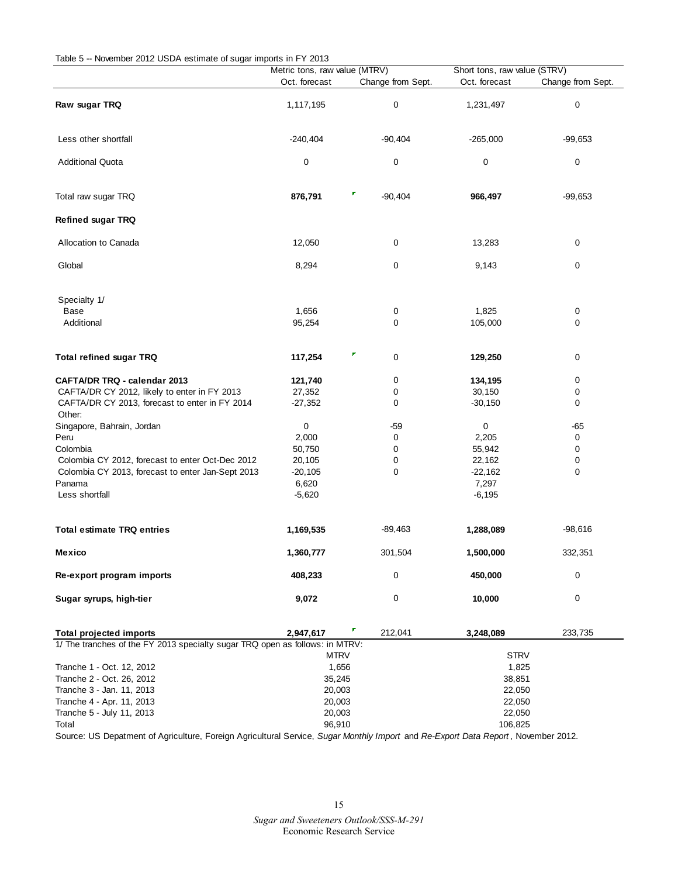Table 5 -- November 2012 USDA estimate of sugar imports in FY 2013

| | Metric tons, raw value (MTRV) | | Short tons, raw value (STRV) | |
|---|---|---|---|---|
| | Oct. forecast | Change from Sept. | Oct. forecast | Change from Sept. |
| **Raw sugar TRQ** | 1,117,195 | 0 | 1,231,497 | 0 |
| Less other shortfall | -240,404 | -90,404 | -265,000 | -99,653 |
| Additional Quota | 0 | 0 | 0 | 0 |
| Total raw sugar TRQ | **876,791** | -90,404 | **966,497** | -99,653 |
| **Refined sugar TRQ** | | | | |
| Allocation to Canada | 12,050 | 0 | 13,283 | 0 |
| Global | 8,294 | 0 | 9,143 | 0 |
| Specialty 1/ | | | | |
| Base | 1,656 | 0 | 1,825 | 0 |
| Additional | 95,254 | 0 | 105,000 | 0 |
| **Total refined sugar TRQ** | **117,254** | 0 | **129,250** | 0 |
| **CAFTA/DR TRQ - calendar 2013** | **121,740** | 0 | **134,195** | 0 |
| CAFTA/DR CY 2012, likely to enter in FY 2013 | 27,352 | 0 | 30,150 | 0 |
| CAFTA/DR CY 2013, forecast to enter in FY 2014 | -27,352 | 0 | -30,150 | 0 |
| Other: | | | | |
| Singapore, Bahrain, Jordan | 0 | -59 | 0 | -65 |
| Peru | 2,000 | 0 | 2,205 | 0 |
| Colombia | 50,750 | 0 | 55,942 | 0 |
| Colombia CY 2012, forecast to enter Oct-Dec 2012 | 20,105 | 0 | 22,162 | 0 |
| Colombia CY 2013, forecast to enter Jan-Sept 2013 | -20,105 | 0 | -22,162 | 0 |
| Panama | 6,620 | | 7,297 | |
| Less shortfall | -5,620 | | -6,195 | |
| **Total estimate TRQ entries** | **1,169,535** | -89,463 | **1,288,089** | -98,616 |
| **Mexico** | **1,360,777** | 301,504 | **1,500,000** | 332,351 |
| **Re-export program imports** | **408,233** | 0 | **450,000** | 0 |
| **Sugar syrups, high-tier** | **9,072** | 0 | **10,000** | 0 |
| **Total projected imports** | **2,947,617** | 212,041 | **3,248,089** | 233,735 |

1/ The tranches of the FY 2013 specialty sugar TRQ open as follows: in MTRV:

| | MTRV | STRV |
|---|---|---|
| Tranche 1 - Oct. 12, 2012 | 1,656 | 1,825 |
| Tranche 2 - Oct. 26, 2012 | 35,245 | 38,851 |
| Tranche 3 - Jan. 11, 2013 | 20,003 | 22,050 |
| Tranche 4 - Apr. 11, 2013 | 20,003 | 22,050 |
| Tranche 5 - July 11, 2013 | 20,003 | 22,050 |
| Total | 96,910 | 106,825 |

Source: US Depatment of Agriculture, Foreign Agricultural Service, *Sugar Monthly Import* and *Re-Export Data Report*, November 2012.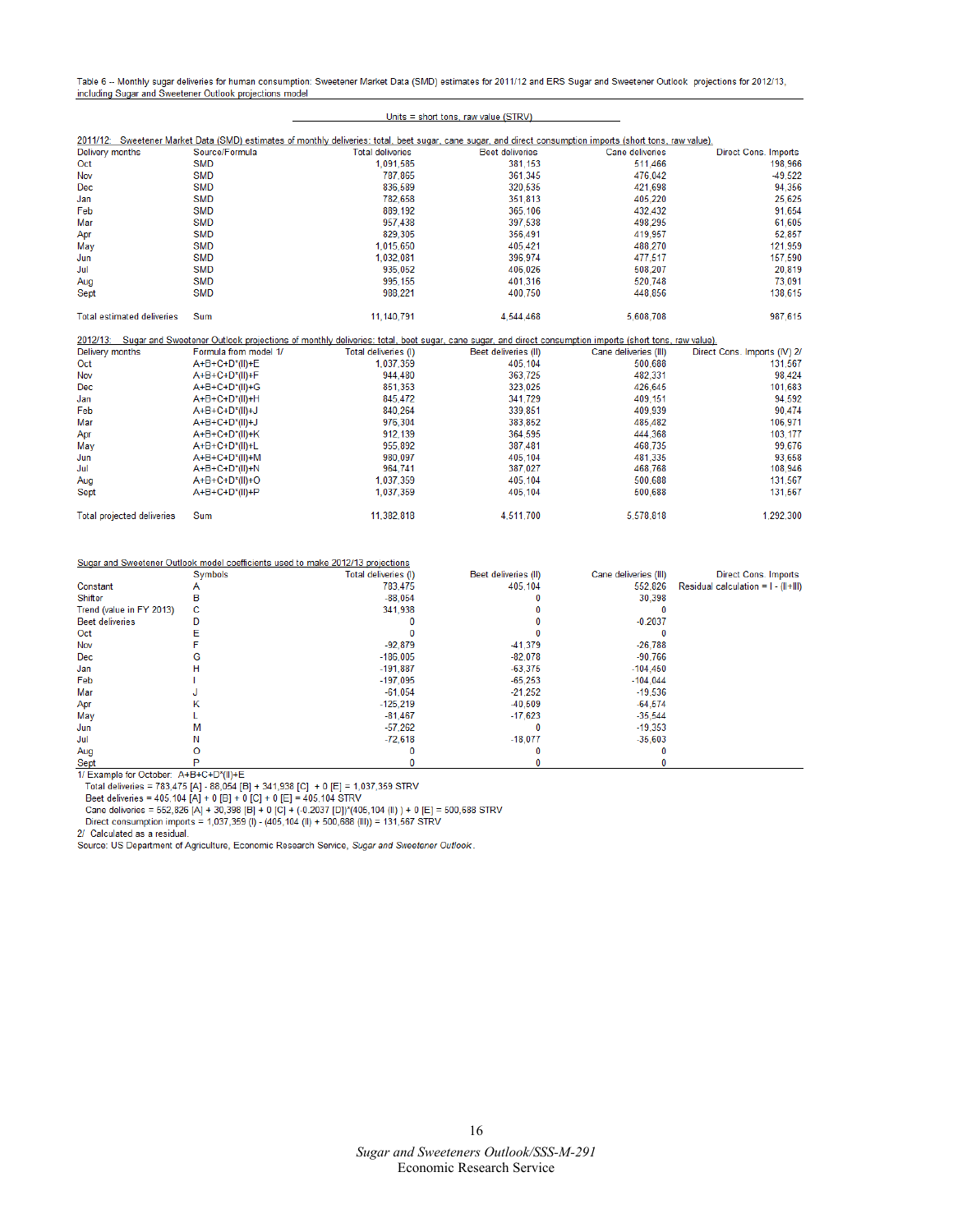Table 6 -- Monthly sugar deliveries for human consumption: Sweetener Market Data (SMD) estimates for 2011/12 and ERS Sugar and Sweetener Outlook projections for 2012/13, including Sugar and Sweetener Outlook projections model

Units = short tons, raw value (STRV)

2011/12: Sweetener Market Data (SMD) estimates of monthly deliveries: total, beet sugar, cane sugar, and direct consumption imports (short tons, raw value).

| Delivery months | Source/Formula | Total deliveries | Beet deliveries | Cane deliveries | Direct Cons. Imports |
|---|---|---|---|---|---|
| Oct | SMD | 1,091,585 | 381,153 | 511,466 | 198,966 |
| Nov | SMD | 787,865 | 361,345 | 476,042 | -49,522 |
| Dec | SMD | 836,689 | 320,636 | 421,698 | 94,356 |
| Jan | SMD | 782,658 | 351,813 | 405,220 | 25,625 |
| Feb | SMD | 889,192 | 365,106 | 432,432 | 91,654 |
| Mar | SMD | 957,438 | 397,538 | 498,295 | 61,605 |
| Apr | SMD | 829,305 | 356,491 | 419,957 | 52,857 |
| May | SMD | 1,015,650 | 405,421 | 488,270 | 121,959 |
| Jun | SMD | 1,032,081 | 396,974 | 477,517 | 157,590 |
| Jul | SMD | 935,052 | 406,026 | 508,207 | 20,819 |
| Aug | SMD | 995,155 | 401,316 | 520,748 | 73,091 |
| Sept | SMD | 988,221 | 400,750 | 448,856 | 138,615 |
| Total estimated deliveries | Sum | 11,140,791 | 4,544,468 | 5,608,708 | 987,615 |

2012/13: Sugar and Sweetener Outlook projections of monthly deliveries: total, beet sugar, cane sugar, and direct consumption imports (short tons, raw value).

| Delivery months | Formula from model 1/ | Total deliveries (I) | Beet deliveries (II) | Cane deliveries (III) | Direct Cons. Imports (IV) 2/ |
|---|---|---|---|---|---|
| Oct | A+B+C+D*(II)+E | 1,037,359 | 405,104 | 500,688 | 131,567 |
| Nov | A+B+C+D*(II)+F | 944,480 | 363,725 | 482,331 | 98,424 |
| Dec | A+B+C+D*(II)+G | 851,353 | 323,025 | 426,645 | 101,683 |
| Jan | A+B+C+D*(II)+H | 845,472 | 341,729 | 409,151 | 94,592 |
| Feb | A+B+C+D*(II)+I | 840,264 | 339,851 | 409,939 | 90,474 |
| Mar | A+B+C+D*(II)+J | 976,304 | 383,852 | 485,482 | 106,971 |
| Apr | A+B+C+D*(II)+K | 912,139 | 364,595 | 444,368 | 103,177 |
| May | A+B+C+D*(II)+L | 955,892 | 387,481 | 468,735 | 99,676 |
| Jun | A+B+C+D*(II)+M | 980,097 | 405,104 | 481,335 | 93,658 |
| Jul | A+B+C+D*(II)+N | 964,741 | 387,027 | 468,768 | 108,946 |
| Aug | A+B+C+D*(II)+O | 1,037,359 | 405,104 | 500,688 | 131,567 |
| Sept | A+B+C+D*(II)+P | 1,037,359 | 405,104 | 500,688 | 131,567 |
| Total projected deliveries | Sum | 11,382,818 | 4,511,700 | 5,578,818 | 1,292,300 |

Sugar and Sweetener Outlook model coefficients used to make 2012/13 projections

| | Symbols | Total deliveries (I) | Beet deliveries (II) | Cane deliveries (III) | Direct Cons. Imports |
|---|---|---|---|---|---|
| Constant | A | 783,475 | 405,104 | 552,826 | Residual calculation = I - (II+III) |
| Shifter | B | -88,054 | 0 | 30,398 | |
| Trend (value in FY 2013) | C | 341,938 | 0 | 0 | |
| Beet deliveries | D | 0 | 0 | -0.2037 | |
| Oct | E | 0 | 0 | 0 | |
| Nov | F | -92,879 | -41,379 | -26,788 | |
| Dec | G | -186,005 | -82,078 | -90,766 | |
| Jan | H | -191,887 | -63,375 | -104,450 | |
| Feb | I | -197,095 | -65,253 | -104,044 | |
| Mar | J | -61,054 | -21,252 | -19,536 | |
| Apr | K | -125,219 | -40,509 | -64,574 | |
| May | L | -81,467 | -17,623 | -35,544 | |
| Jun | M | -57,262 | 0 | -19,353 | |
| Jul | N | -72,618 | -18,077 | -35,603 | |
| Aug | O | 0 | 0 | 0 | |
| Sept | P | 0 | 0 | 0 | |

1/ Example for October: A+B+C+D*(II)+E
Total deliveries = 783,475 [A] - 88,054 [B] + 341,938 [C] + 0 [E] = 1,037,359 STRV
Beet deliveries = 405,104 [A] + 0 [B] + 0 [C] + 0 [E] = 405,104 STRV
Cane deliveries = 552,826 [A] + 30,398 [B] + 0 [C] + (-0.2037 [D])*(405,104 (II) ) + 0 [E] = 500,688 STRV
Direct consumption imports = 1,037,359 (I) - (405,104 (II) + 500,688 (III)) = 131,567 STRV

2/ Calculated as a residual.

Source: US Department of Agriculture, Economic Research Service, *Sugar and Sweetener Outlook*.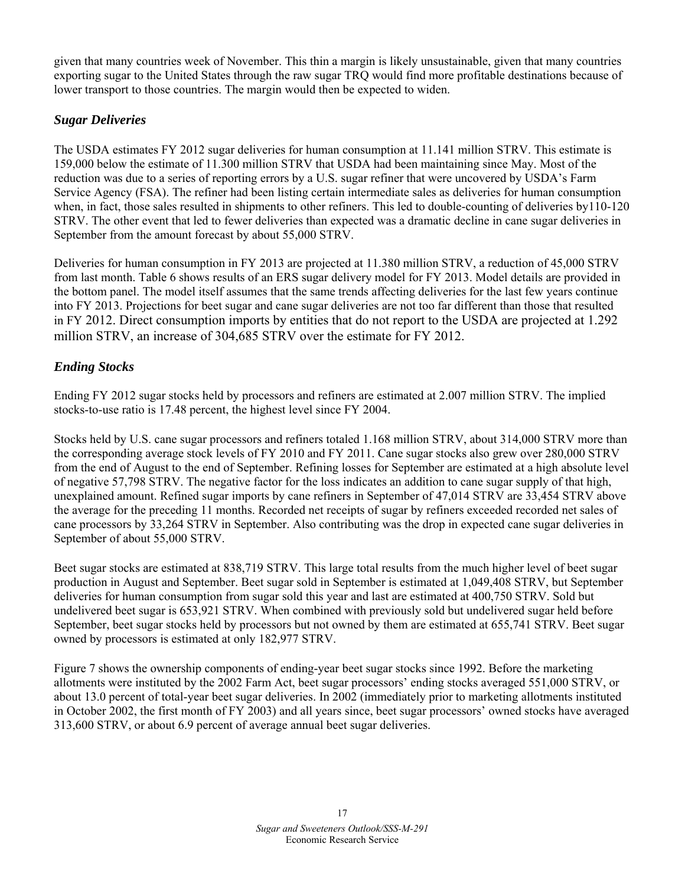given that many countries week of November. This thin a margin is likely unsustainable, given that many countries exporting sugar to the United States through the raw sugar TRQ would find more profitable destinations because of lower transport to those countries. The margin would then be expected to widen.

## *Sugar Deliveries*

The USDA estimates FY 2012 sugar deliveries for human consumption at 11.141 million STRV. This estimate is 159,000 below the estimate of 11.300 million STRV that USDA had been maintaining since May. Most of the reduction was due to a series of reporting errors by a U.S. sugar refiner that were uncovered by USDA's Farm Service Agency (FSA). The refiner had been listing certain intermediate sales as deliveries for human consumption when, in fact, those sales resulted in shipments to other refiners. This led to double-counting of deliveries by110-120 STRV. The other event that led to fewer deliveries than expected was a dramatic decline in cane sugar deliveries in September from the amount forecast by about 55,000 STRV.

Deliveries for human consumption in FY 2013 are projected at 11.380 million STRV, a reduction of 45,000 STRV from last month. Table 6 shows results of an ERS sugar delivery model for FY 2013. Model details are provided in the bottom panel. The model itself assumes that the same trends affecting deliveries for the last few years continue into FY 2013. Projections for beet sugar and cane sugar deliveries are not too far different than those that resulted in FY 2012. Direct consumption imports by entities that do not report to the USDA are projected at 1.292 million STRV, an increase of 304,685 STRV over the estimate for FY 2012.

## *Ending Stocks*

Ending FY 2012 sugar stocks held by processors and refiners are estimated at 2.007 million STRV. The implied stocks-to-use ratio is 17.48 percent, the highest level since FY 2004.

Stocks held by U.S. cane sugar processors and refiners totaled 1.168 million STRV, about 314,000 STRV more than the corresponding average stock levels of FY 2010 and FY 2011. Cane sugar stocks also grew over 280,000 STRV from the end of August to the end of September. Refining losses for September are estimated at a high absolute level of negative 57,798 STRV. The negative factor for the loss indicates an addition to cane sugar supply of that high, unexplained amount. Refined sugar imports by cane refiners in September of 47,014 STRV are 33,454 STRV above the average for the preceding 11 months. Recorded net receipts of sugar by refiners exceeded recorded net sales of cane processors by 33,264 STRV in September. Also contributing was the drop in expected cane sugar deliveries in September of about 55,000 STRV.

Beet sugar stocks are estimated at 838,719 STRV. This large total results from the much higher level of beet sugar production in August and September. Beet sugar sold in September is estimated at 1,049,408 STRV, but September deliveries for human consumption from sugar sold this year and last are estimated at 400,750 STRV. Sold but undelivered beet sugar is 653,921 STRV. When combined with previously sold but undelivered sugar held before September, beet sugar stocks held by processors but not owned by them are estimated at 655,741 STRV. Beet sugar owned by processors is estimated at only 182,977 STRV.

Figure 7 shows the ownership components of ending-year beet sugar stocks since 1992. Before the marketing allotments were instituted by the 2002 Farm Act, beet sugar processors' ending stocks averaged 551,000 STRV, or about 13.0 percent of total-year beet sugar deliveries. In 2002 (immediately prior to marketing allotments instituted in October 2002, the first month of FY 2003) and all years since, beet sugar processors' owned stocks have averaged 313,600 STRV, or about 6.9 percent of average annual beet sugar deliveries.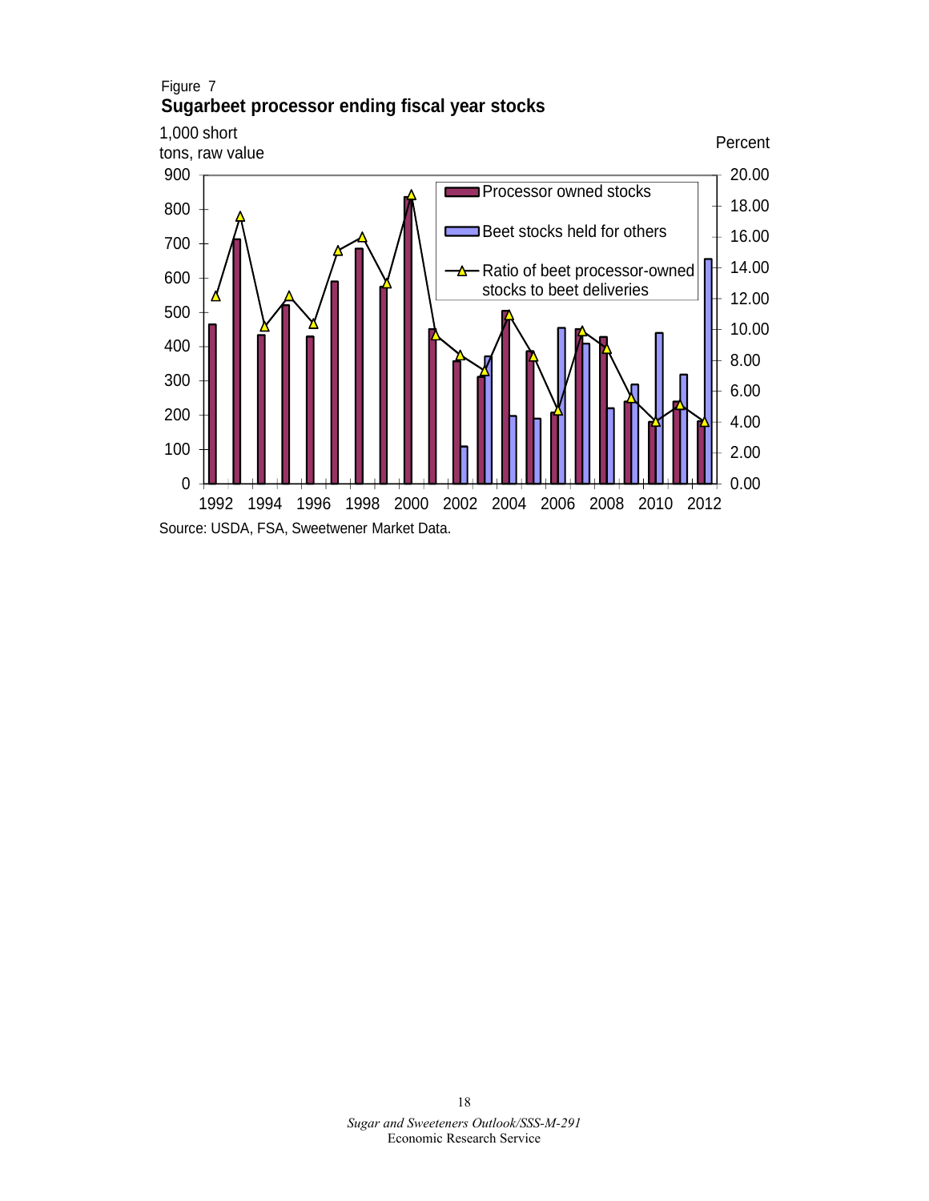Figure 7

**Sugarbeet processor ending fiscal year stocks**

1,000 short tons, raw value

Percent

Processor owned stocks

Beet stocks held for others

Ratio of beet processor-owned stocks to beet deliveries

Source: USDA, FSA, Sweetwener Market Data.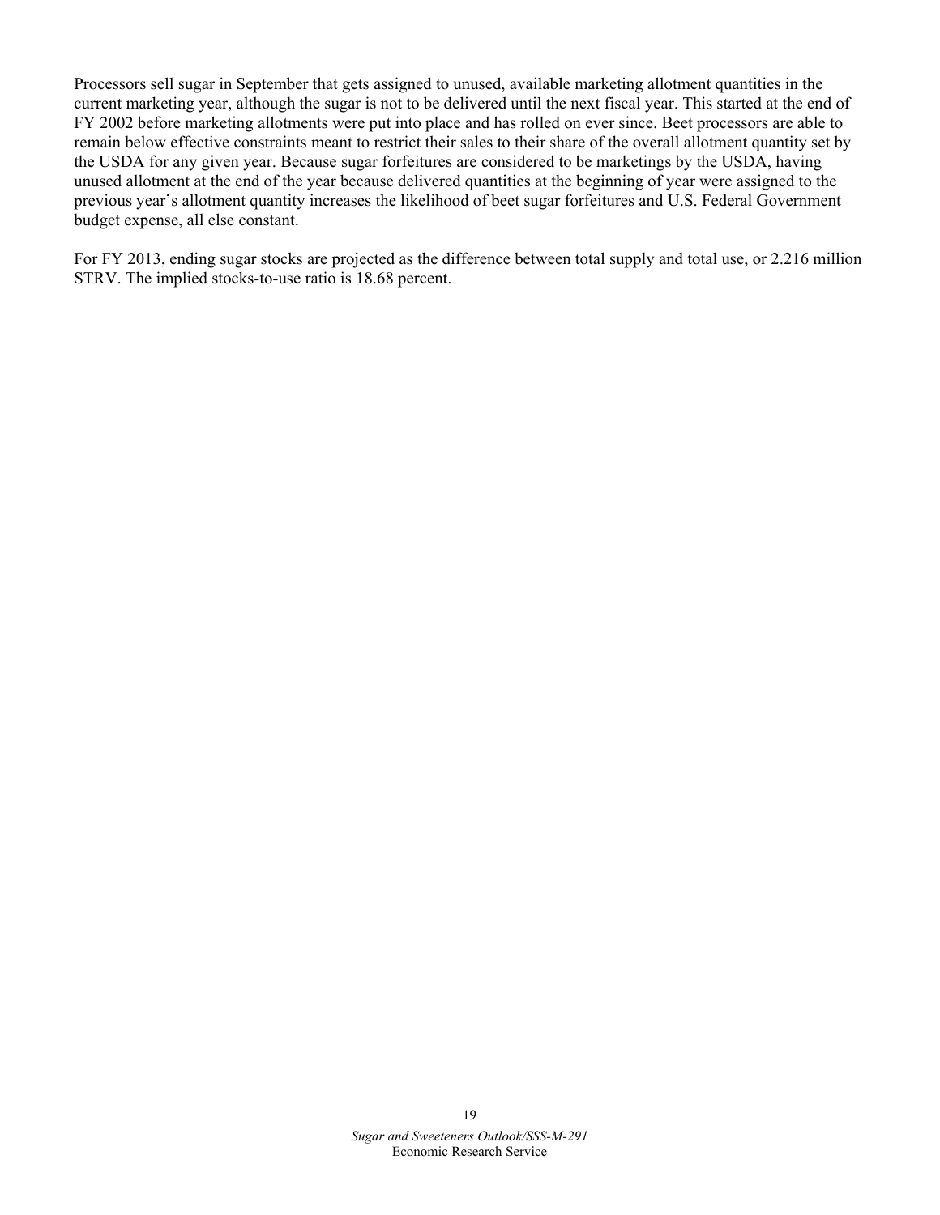Processors sell sugar in September that gets assigned to unused, available marketing allotment quantities in the current marketing year, although the sugar is not to be delivered until the next fiscal year. This started at the end of FY 2002 before marketing allotments were put into place and has rolled on ever since. Beet processors are able to remain below effective constraints meant to restrict their sales to their share of the overall allotment quantity set by the USDA for any given year. Because sugar forfeitures are considered to be marketings by the USDA, having unused allotment at the end of the year because delivered quantities at the beginning of year were assigned to the previous year's allotment quantity increases the likelihood of beet sugar forfeitures and U.S. Federal Government budget expense, all else constant.

For FY 2013, ending sugar stocks are projected as the difference between total supply and total use, or 2.216 million STRV. The implied stocks-to-use ratio is 18.68 percent.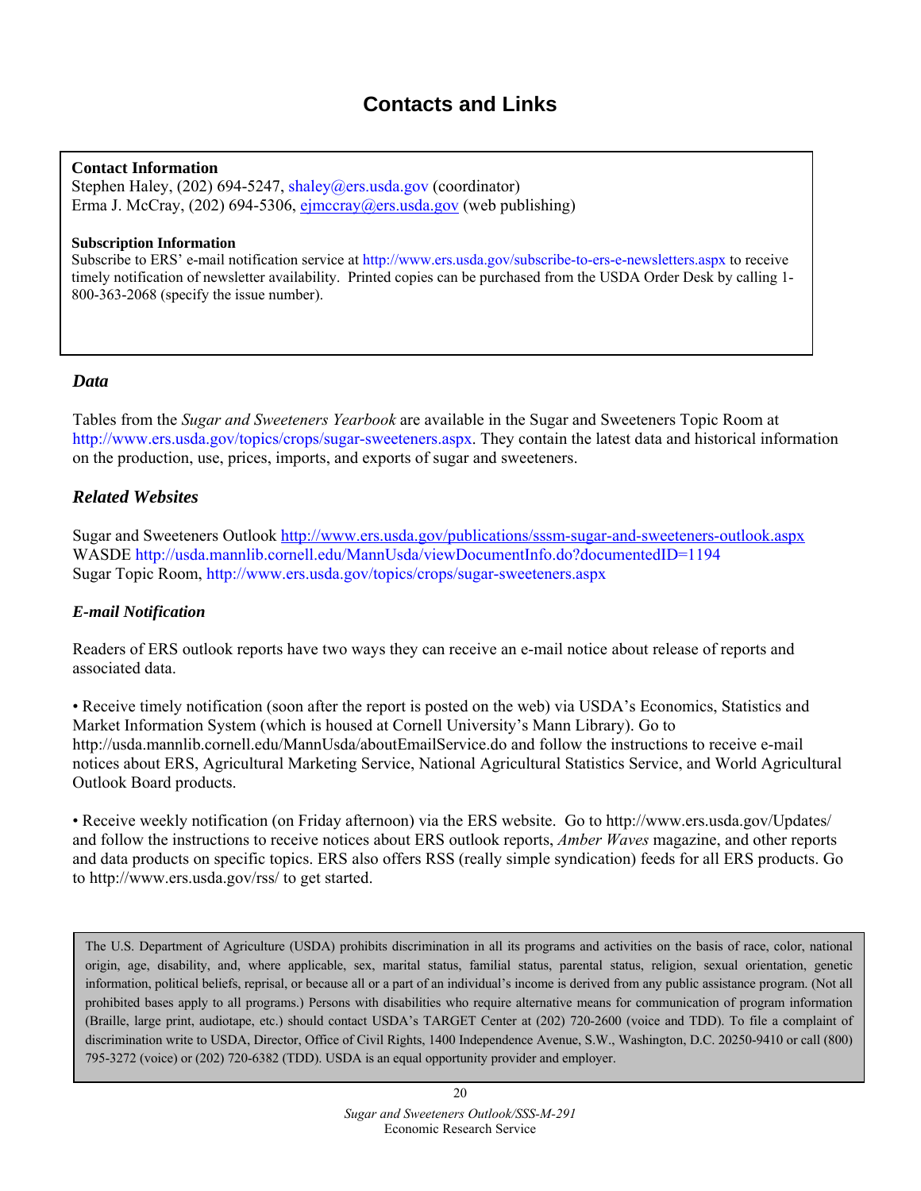# Contacts and Links

**Contact Information**
Stephen Haley, (202) 694-5247, shaley@ers.usda.gov (coordinator)
Erma J. McCray, (202) 694-5306, ejmccray@ers.usda.gov (web publishing)

**Subscription Information**
Subscribe to ERS' e-mail notification service at http://www.ers.usda.gov/subscribe-to-ers-e-newsletters.aspx to receive timely notification of newsletter availability. Printed copies can be purchased from the USDA Order Desk by calling 1-800-363-2068 (specify the issue number).

## *Data*

Tables from the *Sugar and Sweeteners Yearbook* are available in the Sugar and Sweeteners Topic Room at http://www.ers.usda.gov/topics/crops/sugar-sweeteners.aspx. They contain the latest data and historical information on the production, use, prices, imports, and exports of sugar and sweeteners.

## *Related Websites*

Sugar and Sweeteners Outlook http://www.ers.usda.gov/publications/sssm-sugar-and-sweeteners-outlook.aspx
WASDE http://usda.mannlib.cornell.edu/MannUsda/viewDocumentInfo.do?documentedID=1194
Sugar Topic Room, http://www.ers.usda.gov/topics/crops/sugar-sweeteners.aspx

## *E-mail Notification*

Readers of ERS outlook reports have two ways they can receive an e-mail notice about release of reports and associated data.

• Receive timely notification (soon after the report is posted on the web) via USDA's Economics, Statistics and Market Information System (which is housed at Cornell University's Mann Library). Go to http://usda.mannlib.cornell.edu/MannUsda/aboutEmailService.do and follow the instructions to receive e-mail notices about ERS, Agricultural Marketing Service, National Agricultural Statistics Service, and World Agricultural Outlook Board products.

• Receive weekly notification (on Friday afternoon) via the ERS website. Go to http://www.ers.usda.gov/Updates/ and follow the instructions to receive notices about ERS outlook reports, *Amber Waves* magazine, and other reports and data products on specific topics. ERS also offers RSS (really simple syndication) feeds for all ERS products. Go to http://www.ers.usda.gov/rss/ to get started.

The U.S. Department of Agriculture (USDA) prohibits discrimination in all its programs and activities on the basis of race, color, national origin, age, disability, and, where applicable, sex, marital status, familial status, parental status, religion, sexual orientation, genetic information, political beliefs, reprisal, or because all or a part of an individual's income is derived from any public assistance program. (Not all prohibited bases apply to all programs.) Persons with disabilities who require alternative means for communication of program information (Braille, large print, audiotape, etc.) should contact USDA's TARGET Center at (202) 720-2600 (voice and TDD). To file a complaint of discrimination write to USDA, Director, Office of Civil Rights, 1400 Independence Avenue, S.W., Washington, D.C. 20250-9410 or call (800) 795-3272 (voice) or (202) 720-6382 (TDD). USDA is an equal opportunity provider and employer.